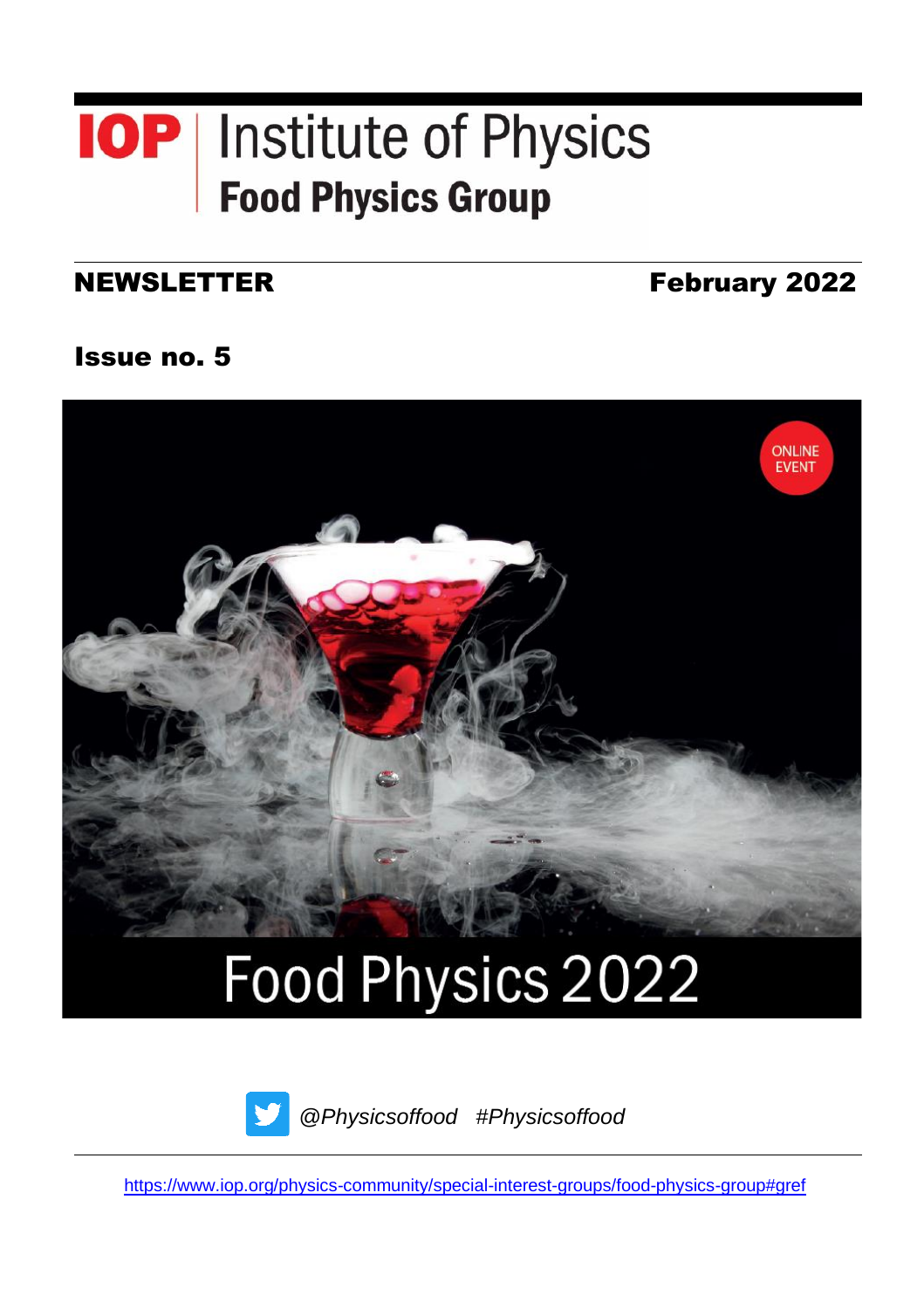# IOP Institute of Physics

## Food Physics Group

**NEWSLETTER** **February 2022**

**Issue no. 5**

ONLINE EVENT

Food Physics 2022

*@Physicsoffood #Physicsoffood*

https://www.iop.org/physics-community/special-interest-groups/food-physics-group#gref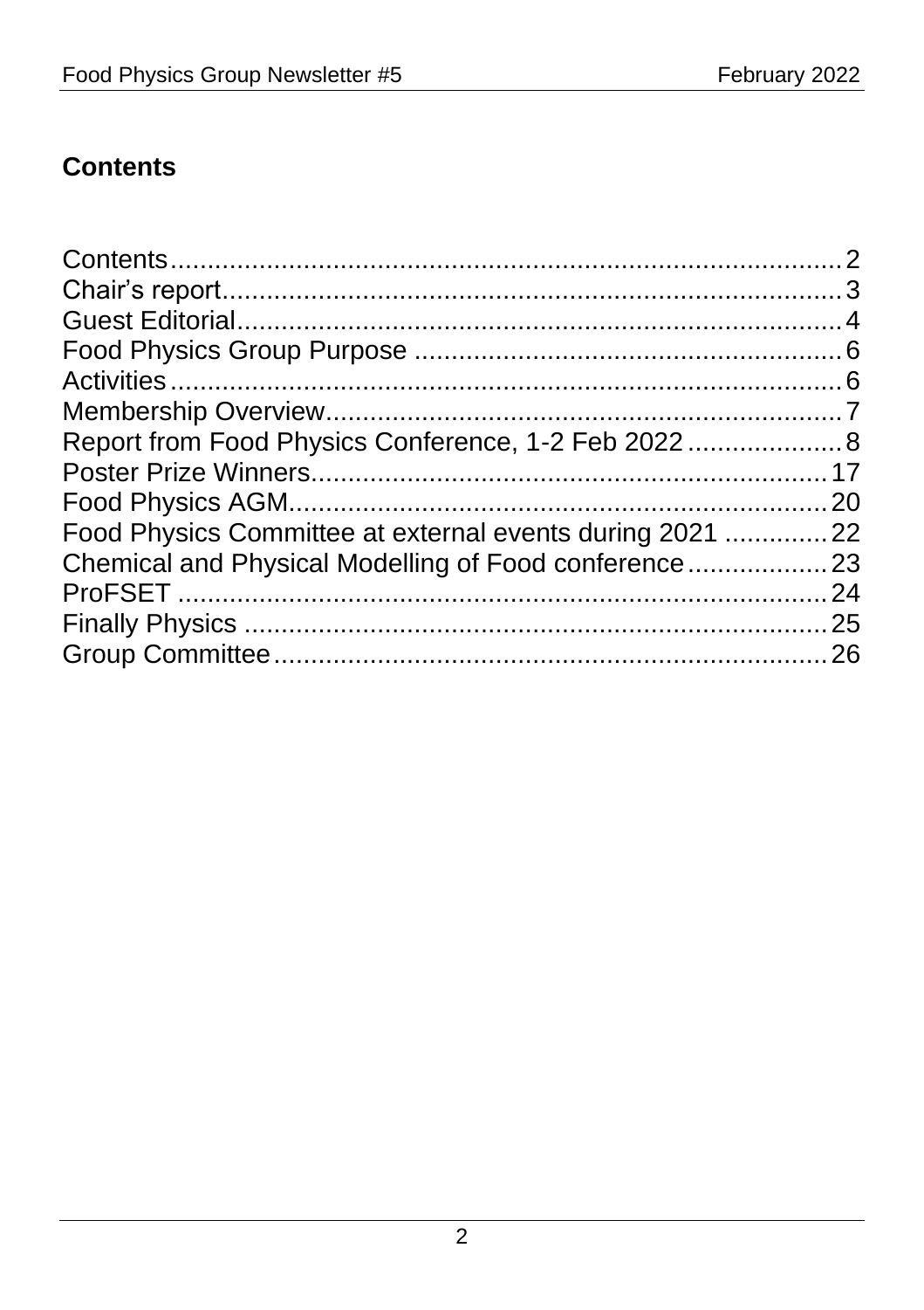## Contents

Contents .......... 2
Chair's report .......... 3
Guest Editorial .......... 4
Food Physics Group Purpose .......... 6
Activities .......... 6
Membership Overview .......... 7
Report from Food Physics Conference, 1-2 Feb 2022 .......... 8
Poster Prize Winners .......... 17
Food Physics AGM .......... 20
Food Physics Committee at external events during 2021 .......... 22
Chemical and Physical Modelling of Food conference .......... 23
ProFSET .......... 24
Finally Physics .......... 25
Group Committee .......... 26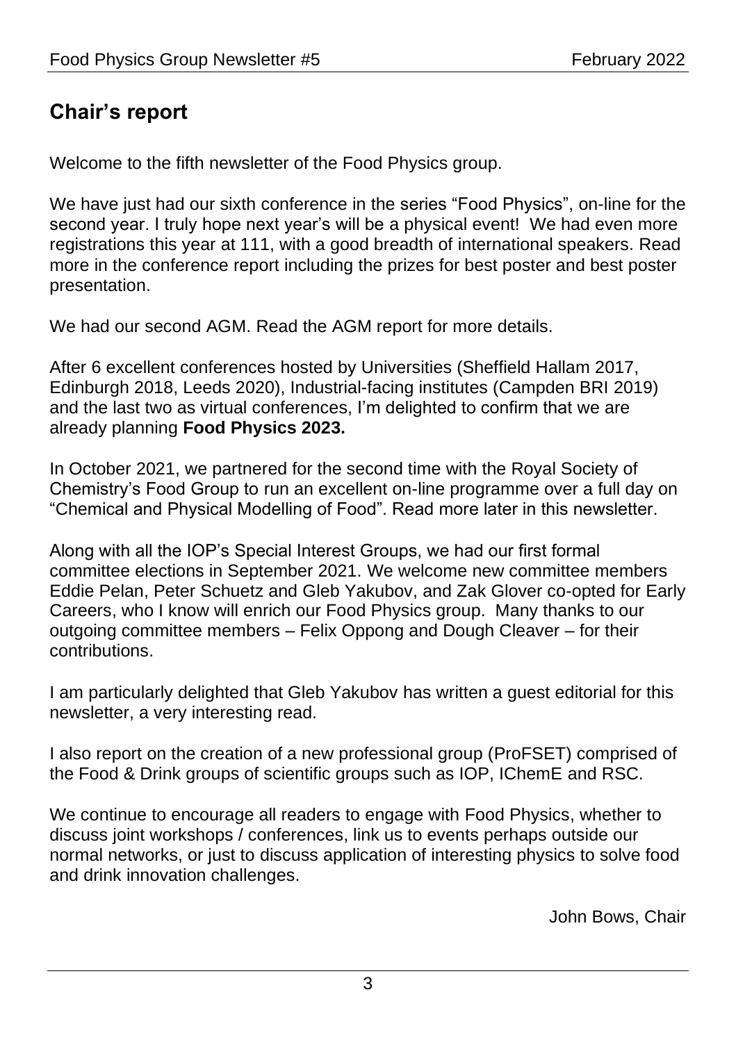## Chair's report

Welcome to the fifth newsletter of the Food Physics group.

We have just had our sixth conference in the series "Food Physics", on-line for the second year. I truly hope next year's will be a physical event! We had even more registrations this year at 111, with a good breadth of international speakers. Read more in the conference report including the prizes for best poster and best poster presentation.

We had our second AGM. Read the AGM report for more details.

After 6 excellent conferences hosted by Universities (Sheffield Hallam 2017, Edinburgh 2018, Leeds 2020), Industrial-facing institutes (Campden BRI 2019) and the last two as virtual conferences, I'm delighted to confirm that we are already planning **Food Physics 2023.**

In October 2021, we partnered for the second time with the Royal Society of Chemistry's Food Group to run an excellent on-line programme over a full day on "Chemical and Physical Modelling of Food". Read more later in this newsletter.

Along with all the IOP's Special Interest Groups, we had our first formal committee elections in September 2021. We welcome new committee members Eddie Pelan, Peter Schuetz and Gleb Yakubov, and Zak Glover co-opted for Early Careers, who I know will enrich our Food Physics group. Many thanks to our outgoing committee members – Felix Oppong and Dough Cleaver – for their contributions.

I am particularly delighted that Gleb Yakubov has written a guest editorial for this newsletter, a very interesting read.

I also report on the creation of a new professional group (ProFSET) comprised of the Food & Drink groups of scientific groups such as IOP, IChemE and RSC.

We continue to encourage all readers to engage with Food Physics, whether to discuss joint workshops / conferences, link us to events perhaps outside our normal networks, or just to discuss application of interesting physics to solve food and drink innovation challenges.

John Bows, Chair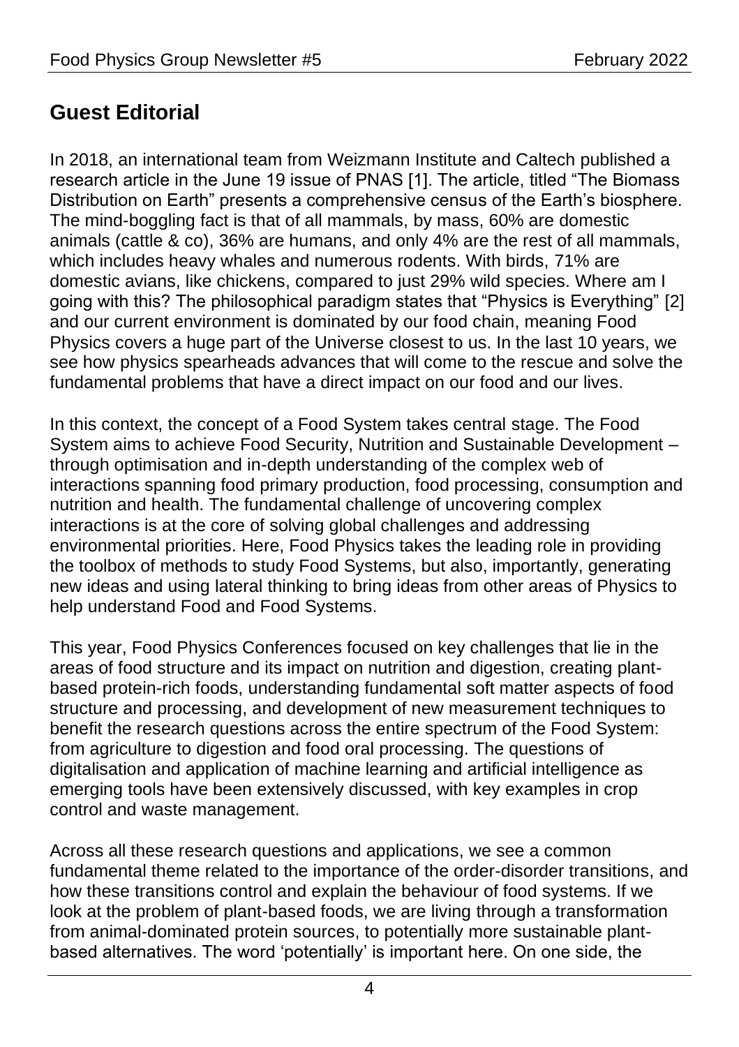## Guest Editorial

In 2018, an international team from Weizmann Institute and Caltech published a research article in the June 19 issue of PNAS [1]. The article, titled "The Biomass Distribution on Earth" presents a comprehensive census of the Earth's biosphere. The mind-boggling fact is that of all mammals, by mass, 60% are domestic animals (cattle & co), 36% are humans, and only 4% are the rest of all mammals, which includes heavy whales and numerous rodents. With birds, 71% are domestic avians, like chickens, compared to just 29% wild species. Where am I going with this? The philosophical paradigm states that "Physics is Everything" [2] and our current environment is dominated by our food chain, meaning Food Physics covers a huge part of the Universe closest to us. In the last 10 years, we see how physics spearheads advances that will come to the rescue and solve the fundamental problems that have a direct impact on our food and our lives.

In this context, the concept of a Food System takes central stage. The Food System aims to achieve Food Security, Nutrition and Sustainable Development – through optimisation and in-depth understanding of the complex web of interactions spanning food primary production, food processing, consumption and nutrition and health. The fundamental challenge of uncovering complex interactions is at the core of solving global challenges and addressing environmental priorities. Here, Food Physics takes the leading role in providing the toolbox of methods to study Food Systems, but also, importantly, generating new ideas and using lateral thinking to bring ideas from other areas of Physics to help understand Food and Food Systems.

This year, Food Physics Conferences focused on key challenges that lie in the areas of food structure and its impact on nutrition and digestion, creating plant-based protein-rich foods, understanding fundamental soft matter aspects of food structure and processing, and development of new measurement techniques to benefit the research questions across the entire spectrum of the Food System: from agriculture to digestion and food oral processing. The questions of digitalisation and application of machine learning and artificial intelligence as emerging tools have been extensively discussed, with key examples in crop control and waste management.

Across all these research questions and applications, we see a common fundamental theme related to the importance of the order-disorder transitions, and how these transitions control and explain the behaviour of food systems. If we look at the problem of plant-based foods, we are living through a transformation from animal-dominated protein sources, to potentially more sustainable plant-based alternatives. The word 'potentially' is important here. On one side, the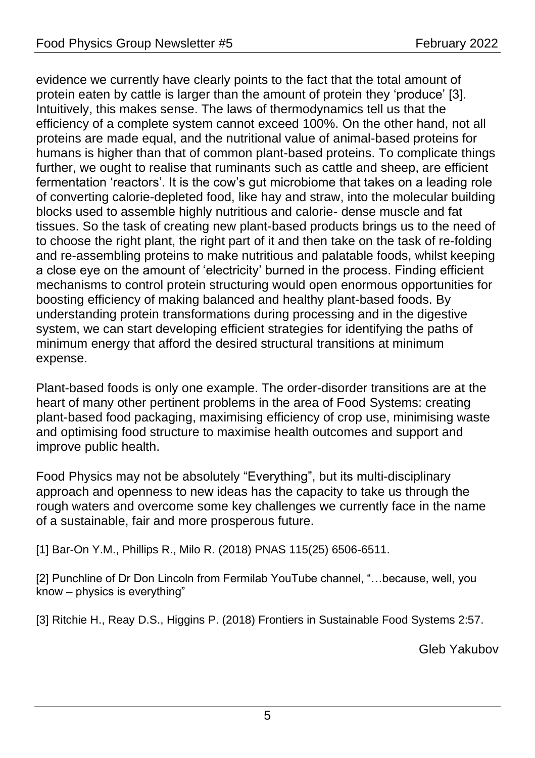evidence we currently have clearly points to the fact that the total amount of protein eaten by cattle is larger than the amount of protein they 'produce' [3]. Intuitively, this makes sense. The laws of thermodynamics tell us that the efficiency of a complete system cannot exceed 100%. On the other hand, not all proteins are made equal, and the nutritional value of animal-based proteins for humans is higher than that of common plant-based proteins. To complicate things further, we ought to realise that ruminants such as cattle and sheep, are efficient fermentation 'reactors'. It is the cow's gut microbiome that takes on a leading role of converting calorie-depleted food, like hay and straw, into the molecular building blocks used to assemble highly nutritious and calorie- dense muscle and fat tissues. So the task of creating new plant-based products brings us to the need of to choose the right plant, the right part of it and then take on the task of re-folding and re-assembling proteins to make nutritious and palatable foods, whilst keeping a close eye on the amount of 'electricity' burned in the process. Finding efficient mechanisms to control protein structuring would open enormous opportunities for boosting efficiency of making balanced and healthy plant-based foods. By understanding protein transformations during processing and in the digestive system, we can start developing efficient strategies for identifying the paths of minimum energy that afford the desired structural transitions at minimum expense.

Plant-based foods is only one example. The order-disorder transitions are at the heart of many other pertinent problems in the area of Food Systems: creating plant-based food packaging, maximising efficiency of crop use, minimising waste and optimising food structure to maximise health outcomes and support and improve public health.

Food Physics may not be absolutely "Everything", but its multi-disciplinary approach and openness to new ideas has the capacity to take us through the rough waters and overcome some key challenges we currently face in the name of a sustainable, fair and more prosperous future.

[1] Bar-On Y.M., Phillips R., Milo R. (2018) PNAS 115(25) 6506-6511.

[2] Punchline of Dr Don Lincoln from Fermilab YouTube channel, "…because, well, you know – physics is everything"

[3] Ritchie H., Reay D.S., Higgins P. (2018) Frontiers in Sustainable Food Systems 2:57.

Gleb Yakubov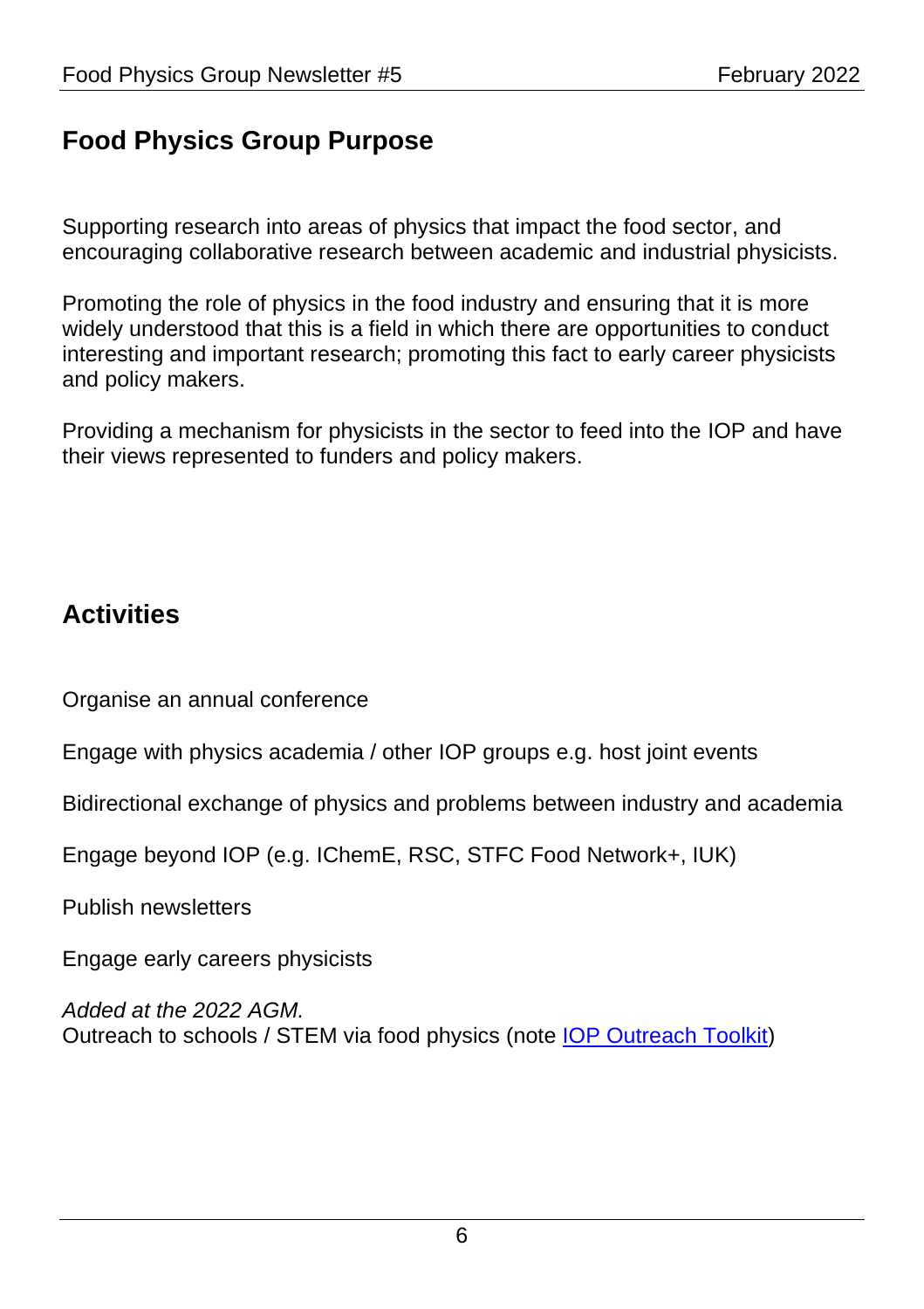## Food Physics Group Purpose

Supporting research into areas of physics that impact the food sector, and encouraging collaborative research between academic and industrial physicists.

Promoting the role of physics in the food industry and ensuring that it is more widely understood that this is a field in which there are opportunities to conduct interesting and important research; promoting this fact to early career physicists and policy makers.

Providing a mechanism for physicists in the sector to feed into the IOP and have their views represented to funders and policy makers.

## Activities

Organise an annual conference

Engage with physics academia / other IOP groups e.g. host joint events

Bidirectional exchange of physics and problems between industry and academia

Engage beyond IOP (e.g. IChemE, RSC, STFC Food Network+, IUK)

Publish newsletters

Engage early careers physicists

*Added at the 2022 AGM.*
Outreach to schools / STEM via food physics (note IOP Outreach Toolkit)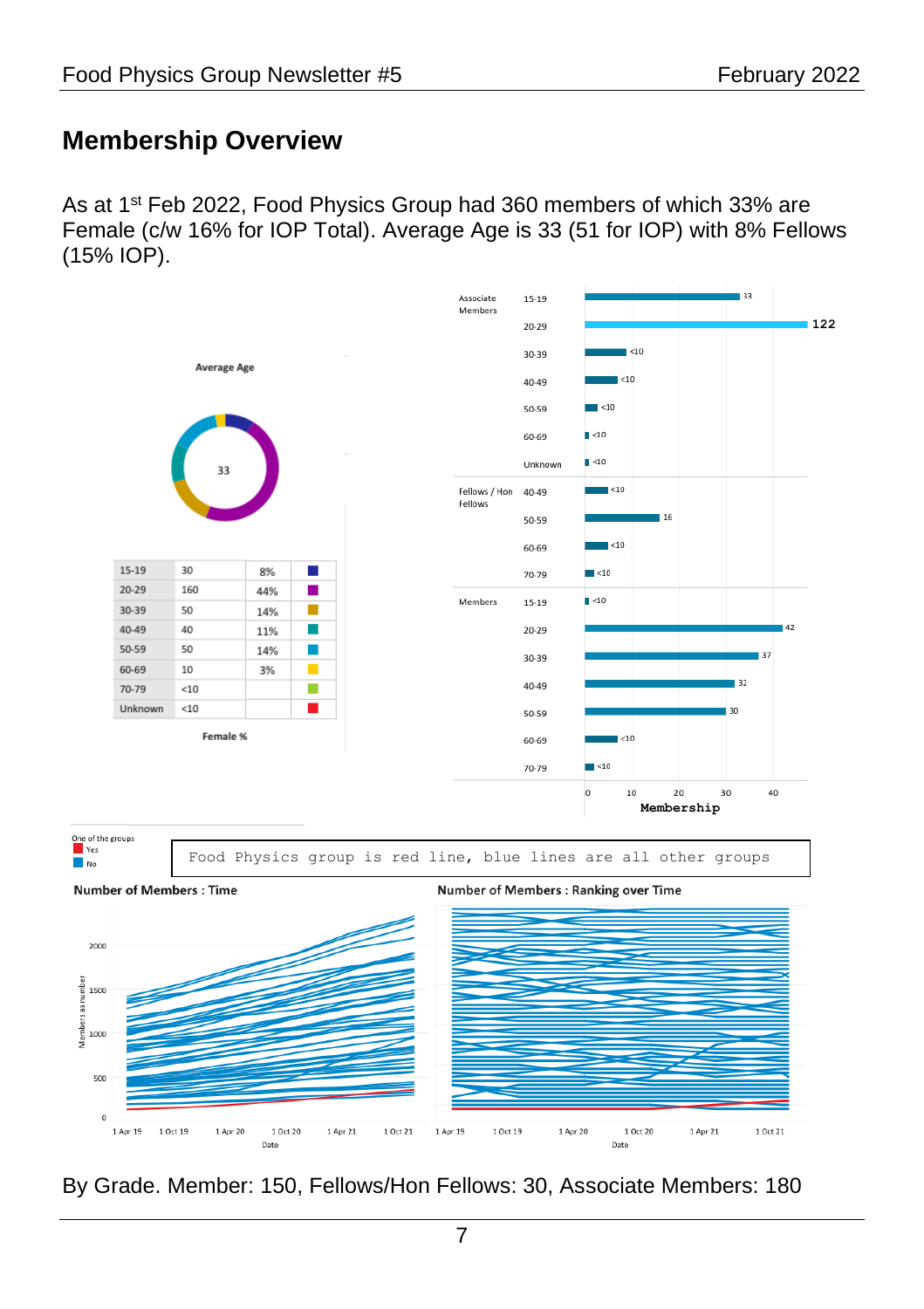## Membership Overview

As at 1st Feb 2022, Food Physics Group had 360 members of which 33% are Female (c/w 16% for IOP Total). Average Age is 33 (51 for IOP) with 8% Fellows (15% IOP).

Average Age

33

| 15-19 | 30 | 8% |
|---|---|---|
| 20-29 | 160 | 44% |
| 30-39 | 50 | 14% |
| 40-49 | 40 | 11% |
| 50-59 | 50 | 14% |
| 60-69 | 10 | 3% |
| 70-79 | <10 | |
| Unknown | <10 | |

Female %

| Grade | Age | Membership |
|---|---|---|
| Associate Members | 15-19 | 33 |
| | 20-29 | 122 |
| | 30-39 | <10 |
| | 40-49 | <10 |
| | 50-59 | <10 |
| | 60-69 | <10 |
| | Unknown | <10 |
| Fellows / Hon Fellows | 40-49 | <10 |
| | 50-59 | 16 |
| | 60-69 | <10 |
| | 70-79 | <10 |
| Members | 15-19 | <10 |
| | 20-29 | 42 |
| | 30-39 | 37 |
| | 40-49 | 32 |
| | 50-59 | 30 |
| | 60-69 | <10 |
| | 70-79 | <10 |

One of the groups: Yes / No

Food Physics group is red line, blue lines are all other groups

Number of Members : Time

Number of Members : Ranking over Time

By Grade. Member: 150, Fellows/Hon Fellows: 30, Associate Members: 180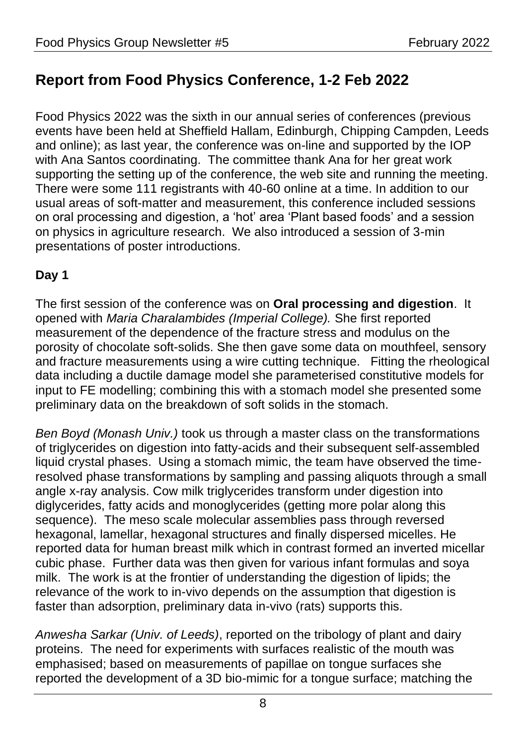## Report from Food Physics Conference, 1-2 Feb 2022

Food Physics 2022 was the sixth in our annual series of conferences (previous events have been held at Sheffield Hallam, Edinburgh, Chipping Campden, Leeds and online); as last year, the conference was on-line and supported by the IOP with Ana Santos coordinating. The committee thank Ana for her great work supporting the setting up of the conference, the web site and running the meeting. There were some 111 registrants with 40-60 online at a time. In addition to our usual areas of soft-matter and measurement, this conference included sessions on oral processing and digestion, a 'hot' area 'Plant based foods' and a session on physics in agriculture research. We also introduced a session of 3-min presentations of poster introductions.

### Day 1

The first session of the conference was on **Oral processing and digestion**. It opened with *Maria Charalambides (Imperial College).* She first reported measurement of the dependence of the fracture stress and modulus on the porosity of chocolate soft-solids. She then gave some data on mouthfeel, sensory and fracture measurements using a wire cutting technique. Fitting the rheological data including a ductile damage model she parameterised constitutive models for input to FE modelling; combining this with a stomach model she presented some preliminary data on the breakdown of soft solids in the stomach.

*Ben Boyd (Monash Univ.)* took us through a master class on the transformations of triglycerides on digestion into fatty-acids and their subsequent self-assembled liquid crystal phases. Using a stomach mimic, the team have observed the time-resolved phase transformations by sampling and passing aliquots through a small angle x-ray analysis. Cow milk triglycerides transform under digestion into diglycerides, fatty acids and monoglycerides (getting more polar along this sequence). The meso scale molecular assemblies pass through reversed hexagonal, lamellar, hexagonal structures and finally dispersed micelles. He reported data for human breast milk which in contrast formed an inverted micellar cubic phase. Further data was then given for various infant formulas and soya milk. The work is at the frontier of understanding the digestion of lipids; the relevance of the work to in-vivo depends on the assumption that digestion is faster than adsorption, preliminary data in-vivo (rats) supports this.

*Anwesha Sarkar (Univ. of Leeds)*, reported on the tribology of plant and dairy proteins. The need for experiments with surfaces realistic of the mouth was emphasised; based on measurements of papillae on tongue surfaces she reported the development of a 3D bio-mimic for a tongue surface; matching the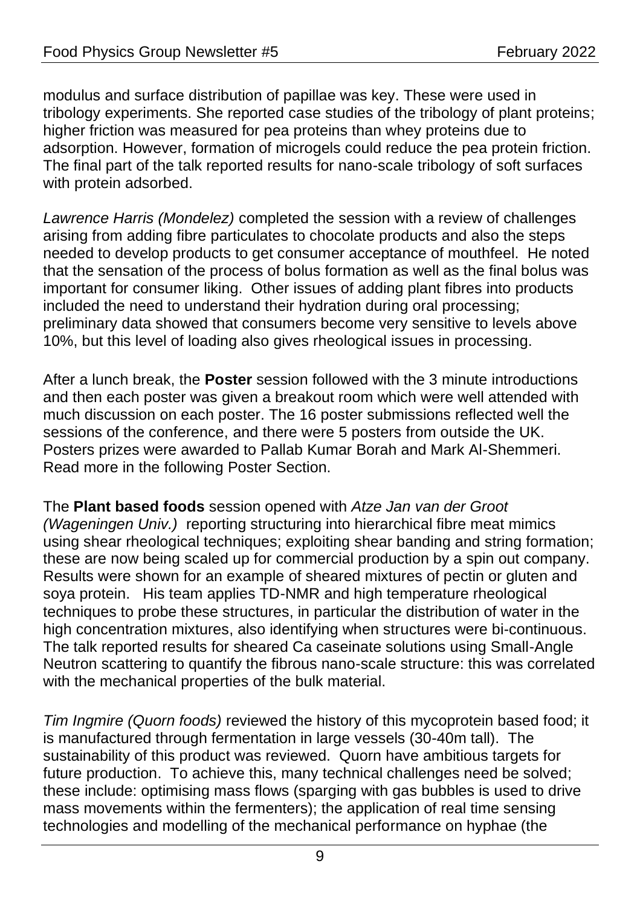modulus and surface distribution of papillae was key. These were used in tribology experiments. She reported case studies of the tribology of plant proteins; higher friction was measured for pea proteins than whey proteins due to adsorption. However, formation of microgels could reduce the pea protein friction. The final part of the talk reported results for nano-scale tribology of soft surfaces with protein adsorbed.

*Lawrence Harris (Mondelez)* completed the session with a review of challenges arising from adding fibre particulates to chocolate products and also the steps needed to develop products to get consumer acceptance of mouthfeel. He noted that the sensation of the process of bolus formation as well as the final bolus was important for consumer liking. Other issues of adding plant fibres into products included the need to understand their hydration during oral processing; preliminary data showed that consumers become very sensitive to levels above 10%, but this level of loading also gives rheological issues in processing.

After a lunch break, the **Poster** session followed with the 3 minute introductions and then each poster was given a breakout room which were well attended with much discussion on each poster. The 16 poster submissions reflected well the sessions of the conference, and there were 5 posters from outside the UK. Posters prizes were awarded to Pallab Kumar Borah and Mark Al-Shemmeri. Read more in the following Poster Section.

The **Plant based foods** session opened with *Atze Jan van der Groot (Wageningen Univ.)* reporting structuring into hierarchical fibre meat mimics using shear rheological techniques; exploiting shear banding and string formation; these are now being scaled up for commercial production by a spin out company. Results were shown for an example of sheared mixtures of pectin or gluten and soya protein. His team applies TD-NMR and high temperature rheological techniques to probe these structures, in particular the distribution of water in the high concentration mixtures, also identifying when structures were bi-continuous. The talk reported results for sheared Ca caseinate solutions using Small-Angle Neutron scattering to quantify the fibrous nano-scale structure: this was correlated with the mechanical properties of the bulk material.

*Tim Ingmire (Quorn foods)* reviewed the history of this mycoprotein based food; it is manufactured through fermentation in large vessels (30-40m tall). The sustainability of this product was reviewed. Quorn have ambitious targets for future production. To achieve this, many technical challenges need be solved; these include: optimising mass flows (sparging with gas bubbles is used to drive mass movements within the fermenters); the application of real time sensing technologies and modelling of the mechanical performance on hyphae (the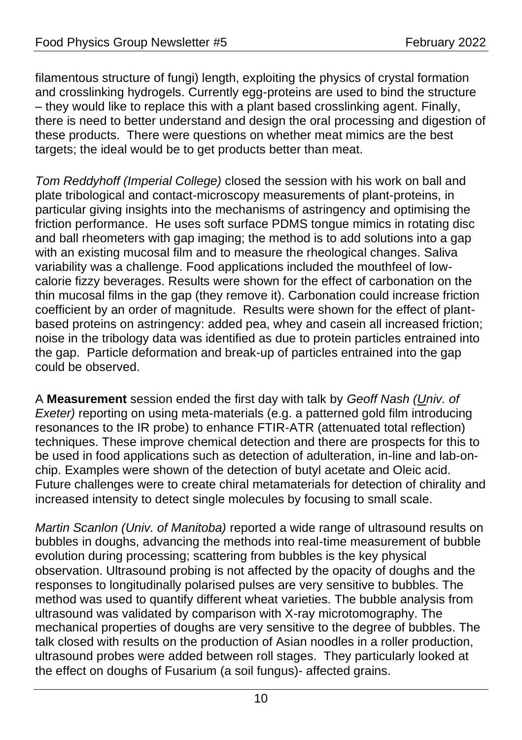filamentous structure of fungi) length, exploiting the physics of crystal formation and crosslinking hydrogels. Currently egg-proteins are used to bind the structure – they would like to replace this with a plant based crosslinking agent. Finally, there is need to better understand and design the oral processing and digestion of these products. There were questions on whether meat mimics are the best targets; the ideal would be to get products better than meat.

*Tom Reddyhoff (Imperial College)* closed the session with his work on ball and plate tribological and contact-microscopy measurements of plant-proteins, in particular giving insights into the mechanisms of astringency and optimising the friction performance. He uses soft surface PDMS tongue mimics in rotating disc and ball rheometers with gap imaging; the method is to add solutions into a gap with an existing mucosal film and to measure the rheological changes. Saliva variability was a challenge. Food applications included the mouthfeel of low-calorie fizzy beverages. Results were shown for the effect of carbonation on the thin mucosal films in the gap (they remove it). Carbonation could increase friction coefficient by an order of magnitude. Results were shown for the effect of plant-based proteins on astringency: added pea, whey and casein all increased friction; noise in the tribology data was identified as due to protein particles entrained into the gap. Particle deformation and break-up of particles entrained into the gap could be observed.

A **Measurement** session ended the first day with talk by *Geoff Nash (Univ. of Exeter)* reporting on using meta-materials (e.g. a patterned gold film introducing resonances to the IR probe) to enhance FTIR-ATR (attenuated total reflection) techniques. These improve chemical detection and there are prospects for this to be used in food applications such as detection of adulteration, in-line and lab-on-chip. Examples were shown of the detection of butyl acetate and Oleic acid. Future challenges were to create chiral metamaterials for detection of chirality and increased intensity to detect single molecules by focusing to small scale.

*Martin Scanlon (Univ. of Manitoba)* reported a wide range of ultrasound results on bubbles in doughs, advancing the methods into real-time measurement of bubble evolution during processing; scattering from bubbles is the key physical observation. Ultrasound probing is not affected by the opacity of doughs and the responses to longitudinally polarised pulses are very sensitive to bubbles. The method was used to quantify different wheat varieties. The bubble analysis from ultrasound was validated by comparison with X-ray microtomography. The mechanical properties of doughs are very sensitive to the degree of bubbles. The talk closed with results on the production of Asian noodles in a roller production, ultrasound probes were added between roll stages. They particularly looked at the effect on doughs of Fusarium (a soil fungus)- affected grains.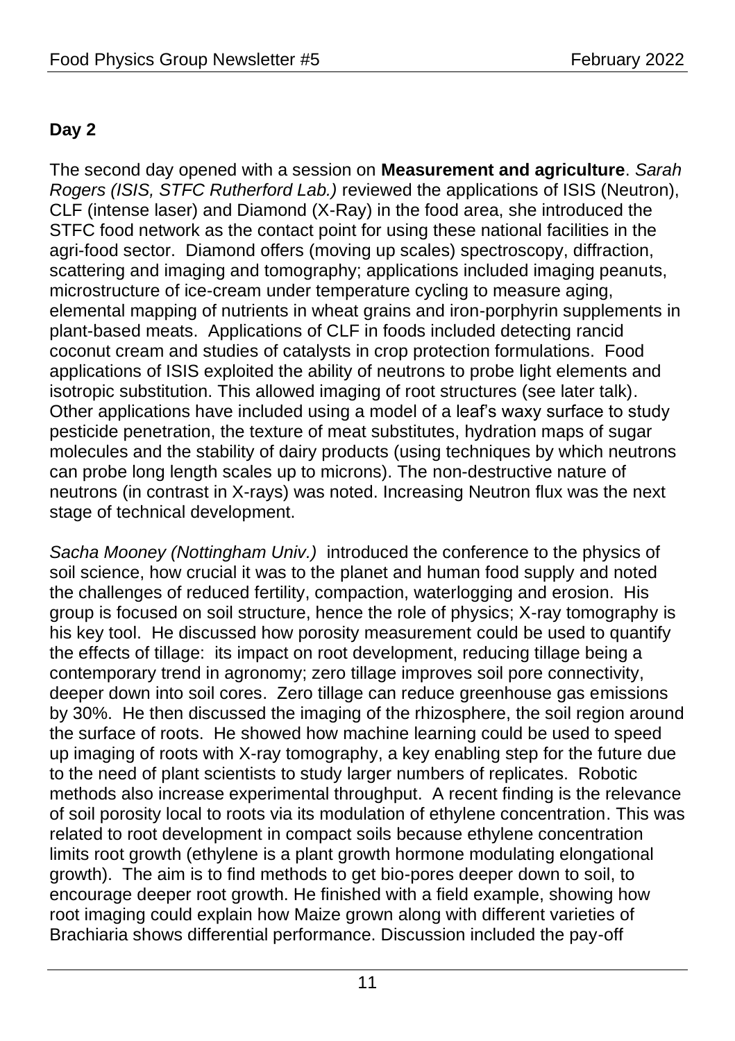## Day 2

The second day opened with a session on **Measurement and agriculture**. *Sarah Rogers (ISIS, STFC Rutherford Lab.)* reviewed the applications of ISIS (Neutron), CLF (intense laser) and Diamond (X-Ray) in the food area, she introduced the STFC food network as the contact point for using these national facilities in the agri-food sector. Diamond offers (moving up scales) spectroscopy, diffraction, scattering and imaging and tomography; applications included imaging peanuts, microstructure of ice-cream under temperature cycling to measure aging, elemental mapping of nutrients in wheat grains and iron-porphyrin supplements in plant-based meats. Applications of CLF in foods included detecting rancid coconut cream and studies of catalysts in crop protection formulations. Food applications of ISIS exploited the ability of neutrons to probe light elements and isotropic substitution. This allowed imaging of root structures (see later talk). Other applications have included using a model of a leaf's waxy surface to study pesticide penetration, the texture of meat substitutes, hydration maps of sugar molecules and the stability of dairy products (using techniques by which neutrons can probe long length scales up to microns). The non-destructive nature of neutrons (in contrast in X-rays) was noted. Increasing Neutron flux was the next stage of technical development.

*Sacha Mooney (Nottingham Univ.)* introduced the conference to the physics of soil science, how crucial it was to the planet and human food supply and noted the challenges of reduced fertility, compaction, waterlogging and erosion. His group is focused on soil structure, hence the role of physics; X-ray tomography is his key tool. He discussed how porosity measurement could be used to quantify the effects of tillage: its impact on root development, reducing tillage being a contemporary trend in agronomy; zero tillage improves soil pore connectivity, deeper down into soil cores. Zero tillage can reduce greenhouse gas emissions by 30%. He then discussed the imaging of the rhizosphere, the soil region around the surface of roots. He showed how machine learning could be used to speed up imaging of roots with X-ray tomography, a key enabling step for the future due to the need of plant scientists to study larger numbers of replicates. Robotic methods also increase experimental throughput. A recent finding is the relevance of soil porosity local to roots via its modulation of ethylene concentration. This was related to root development in compact soils because ethylene concentration limits root growth (ethylene is a plant growth hormone modulating elongational growth). The aim is to find methods to get bio-pores deeper down to soil, to encourage deeper root growth. He finished with a field example, showing how root imaging could explain how Maize grown along with different varieties of Brachiaria shows differential performance. Discussion included the pay-off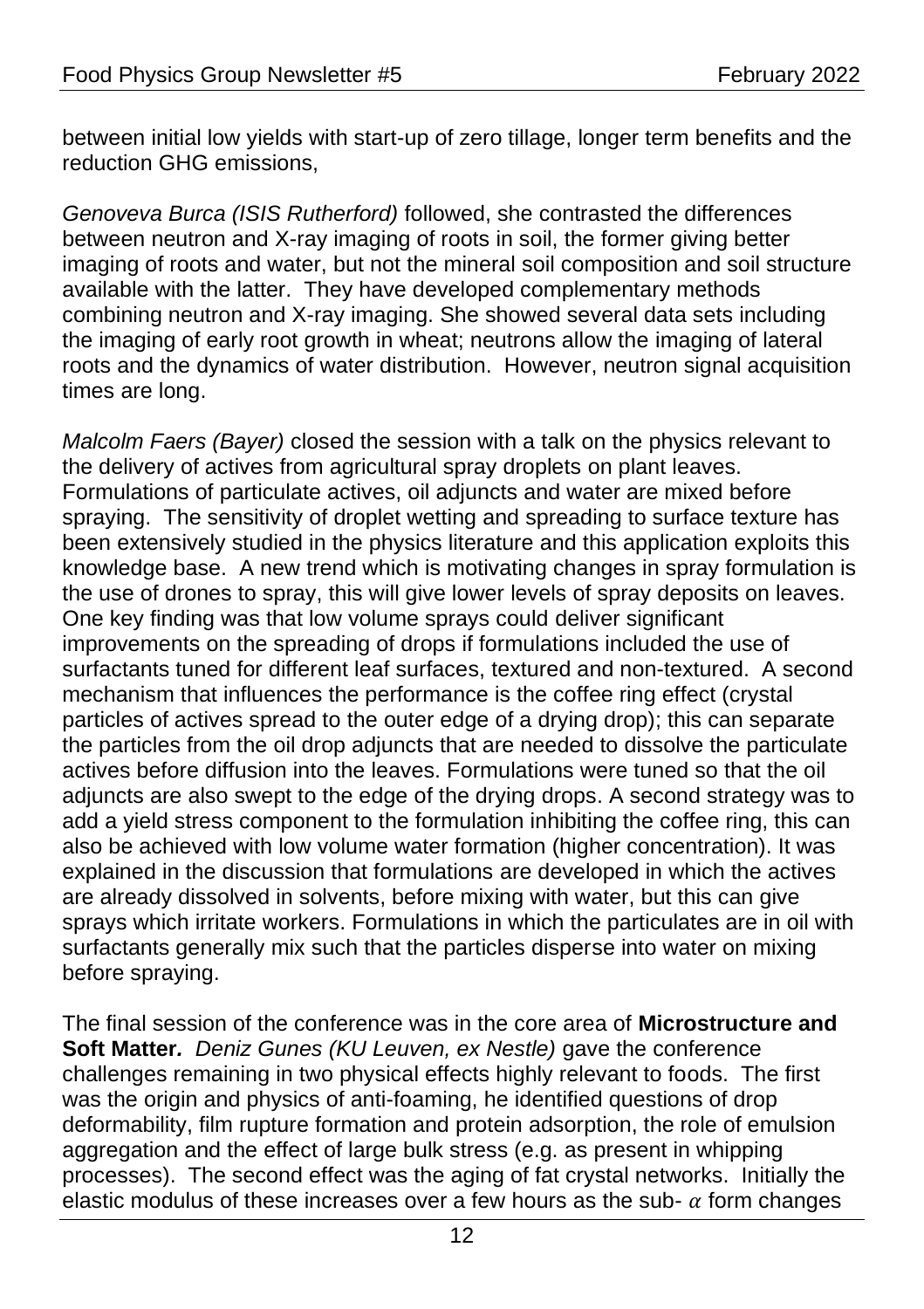between initial low yields with start-up of zero tillage, longer term benefits and the reduction GHG emissions,

*Genoveva Burca (ISIS Rutherford)* followed, she contrasted the differences between neutron and X-ray imaging of roots in soil, the former giving better imaging of roots and water, but not the mineral soil composition and soil structure available with the latter. They have developed complementary methods combining neutron and X-ray imaging. She showed several data sets including the imaging of early root growth in wheat; neutrons allow the imaging of lateral roots and the dynamics of water distribution. However, neutron signal acquisition times are long.

*Malcolm Faers (Bayer)* closed the session with a talk on the physics relevant to the delivery of actives from agricultural spray droplets on plant leaves. Formulations of particulate actives, oil adjuncts and water are mixed before spraying. The sensitivity of droplet wetting and spreading to surface texture has been extensively studied in the physics literature and this application exploits this knowledge base. A new trend which is motivating changes in spray formulation is the use of drones to spray, this will give lower levels of spray deposits on leaves. One key finding was that low volume sprays could deliver significant improvements on the spreading of drops if formulations included the use of surfactants tuned for different leaf surfaces, textured and non-textured. A second mechanism that influences the performance is the coffee ring effect (crystal particles of actives spread to the outer edge of a drying drop); this can separate the particles from the oil drop adjuncts that are needed to dissolve the particulate actives before diffusion into the leaves. Formulations were tuned so that the oil adjuncts are also swept to the edge of the drying drops. A second strategy was to add a yield stress component to the formulation inhibiting the coffee ring, this can also be achieved with low volume water formation (higher concentration). It was explained in the discussion that formulations are developed in which the actives are already dissolved in solvents, before mixing with water, but this can give sprays which irritate workers. Formulations in which the particulates are in oil with surfactants generally mix such that the particles disperse into water on mixing before spraying.

The final session of the conference was in the core area of **Microstructure and Soft Matter***.* *Deniz Gunes (KU Leuven, ex Nestle)* gave the conference challenges remaining in two physical effects highly relevant to foods. The first was the origin and physics of anti-foaming, he identified questions of drop deformability, film rupture formation and protein adsorption, the role of emulsion aggregation and the effect of large bulk stress (e.g. as present in whipping processes). The second effect was the aging of fat crystal networks. Initially the elastic modulus of these increases over a few hours as the sub- $\alpha$ form changes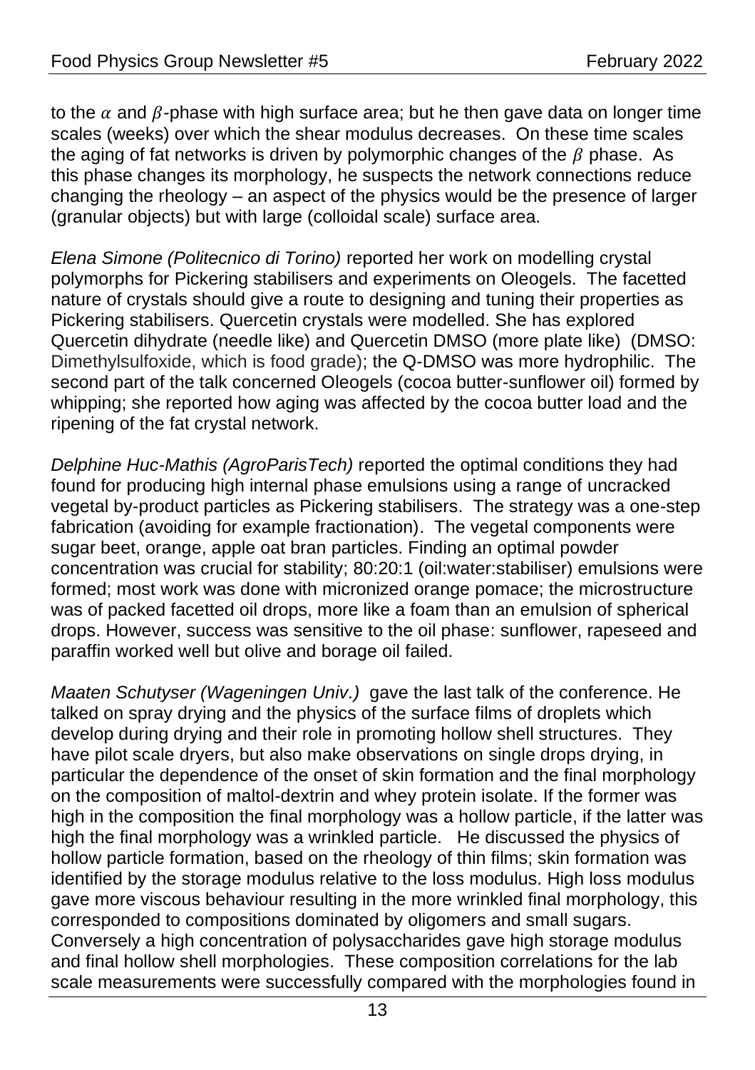to the $\alpha$ and $\beta$-phase with high surface area; but he then gave data on longer time scales (weeks) over which the shear modulus decreases. On these time scales the aging of fat networks is driven by polymorphic changes of the $\beta$ phase. As this phase changes its morphology, he suspects the network connections reduce changing the rheology – an aspect of the physics would be the presence of larger (granular objects) but with large (colloidal scale) surface area.

*Elena Simone (Politecnico di Torino)* reported her work on modelling crystal polymorphs for Pickering stabilisers and experiments on Oleogels. The facetted nature of crystals should give a route to designing and tuning their properties as Pickering stabilisers. Quercetin crystals were modelled. She has explored Quercetin dihydrate (needle like) and Quercetin DMSO (more plate like) (DMSO: Dimethylsulfoxide, which is food grade); the Q-DMSO was more hydrophilic. The second part of the talk concerned Oleogels (cocoa butter-sunflower oil) formed by whipping; she reported how aging was affected by the cocoa butter load and the ripening of the fat crystal network.

*Delphine Huc-Mathis (AgroParisTech)* reported the optimal conditions they had found for producing high internal phase emulsions using a range of uncracked vegetal by-product particles as Pickering stabilisers. The strategy was a one-step fabrication (avoiding for example fractionation). The vegetal components were sugar beet, orange, apple oat bran particles. Finding an optimal powder concentration was crucial for stability; 80:20:1 (oil:water:stabiliser) emulsions were formed; most work was done with micronized orange pomace; the microstructure was of packed facetted oil drops, more like a foam than an emulsion of spherical drops. However, success was sensitive to the oil phase: sunflower, rapeseed and paraffin worked well but olive and borage oil failed.

*Maaten Schutyser (Wageningen Univ.)* gave the last talk of the conference. He talked on spray drying and the physics of the surface films of droplets which develop during drying and their role in promoting hollow shell structures. They have pilot scale dryers, but also make observations on single drops drying, in particular the dependence of the onset of skin formation and the final morphology on the composition of maltol-dextrin and whey protein isolate. If the former was high in the composition the final morphology was a hollow particle, if the latter was high the final morphology was a wrinkled particle. He discussed the physics of hollow particle formation, based on the rheology of thin films; skin formation was identified by the storage modulus relative to the loss modulus. High loss modulus gave more viscous behaviour resulting in the more wrinkled final morphology, this corresponded to compositions dominated by oligomers and small sugars. Conversely a high concentration of polysaccharides gave high storage modulus and final hollow shell morphologies. These composition correlations for the lab scale measurements were successfully compared with the morphologies found in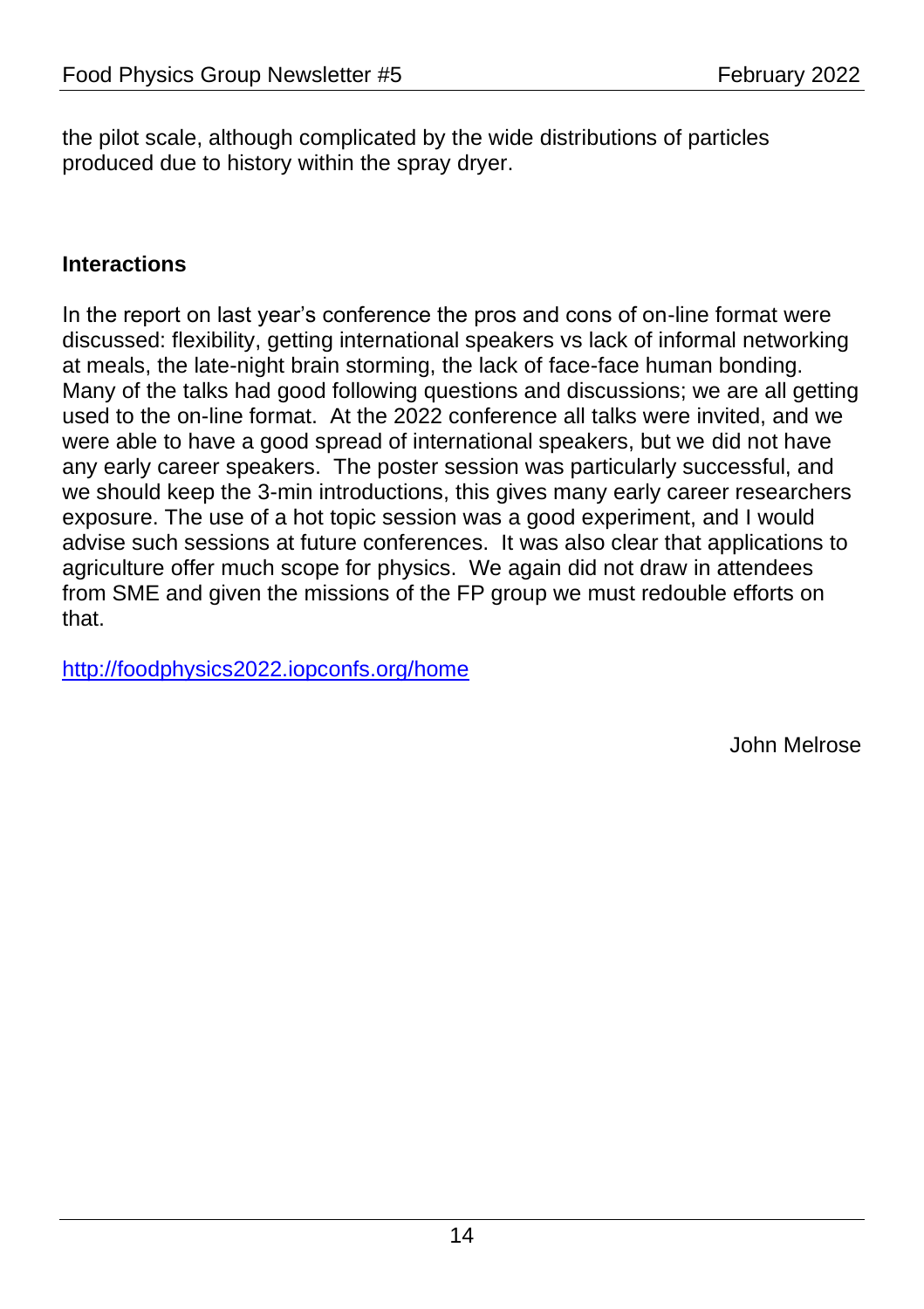the pilot scale, although complicated by the wide distributions of particles produced due to history within the spray dryer.

**Interactions**

In the report on last year's conference the pros and cons of on-line format were discussed: flexibility, getting international speakers vs lack of informal networking at meals, the late-night brain storming, the lack of face-face human bonding. Many of the talks had good following questions and discussions; we are all getting used to the on-line format. At the 2022 conference all talks were invited, and we were able to have a good spread of international speakers, but we did not have any early career speakers. The poster session was particularly successful, and we should keep the 3-min introductions, this gives many early career researchers exposure. The use of a hot topic session was a good experiment, and I would advise such sessions at future conferences. It was also clear that applications to agriculture offer much scope for physics. We again did not draw in attendees from SME and given the missions of the FP group we must redouble efforts on that.

[http://foodphysics2022.iopconfs.org/home](http://foodphysics2022.iopconfs.org/home)

John Melrose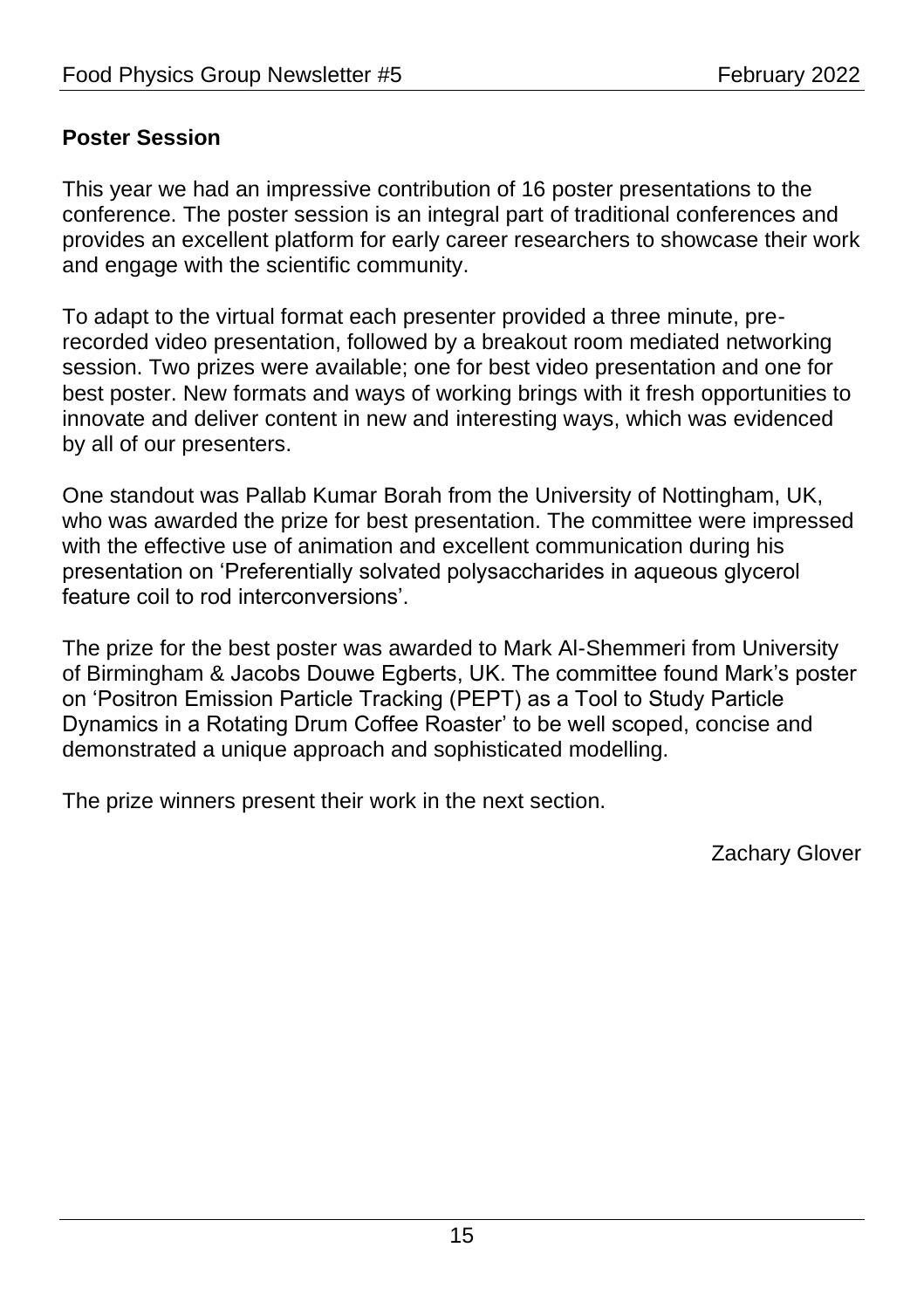## Poster Session

This year we had an impressive contribution of 16 poster presentations to the conference. The poster session is an integral part of traditional conferences and provides an excellent platform for early career researchers to showcase their work and engage with the scientific community.

To adapt to the virtual format each presenter provided a three minute, pre-recorded video presentation, followed by a breakout room mediated networking session. Two prizes were available; one for best video presentation and one for best poster. New formats and ways of working brings with it fresh opportunities to innovate and deliver content in new and interesting ways, which was evidenced by all of our presenters.

One standout was Pallab Kumar Borah from the University of Nottingham, UK, who was awarded the prize for best presentation. The committee were impressed with the effective use of animation and excellent communication during his presentation on 'Preferentially solvated polysaccharides in aqueous glycerol feature coil to rod interconversions'.

The prize for the best poster was awarded to Mark Al-Shemmeri from University of Birmingham & Jacobs Douwe Egberts, UK. The committee found Mark's poster on 'Positron Emission Particle Tracking (PEPT) as a Tool to Study Particle Dynamics in a Rotating Drum Coffee Roaster' to be well scoped, concise and demonstrated a unique approach and sophisticated modelling.

The prize winners present their work in the next section.

Zachary Glover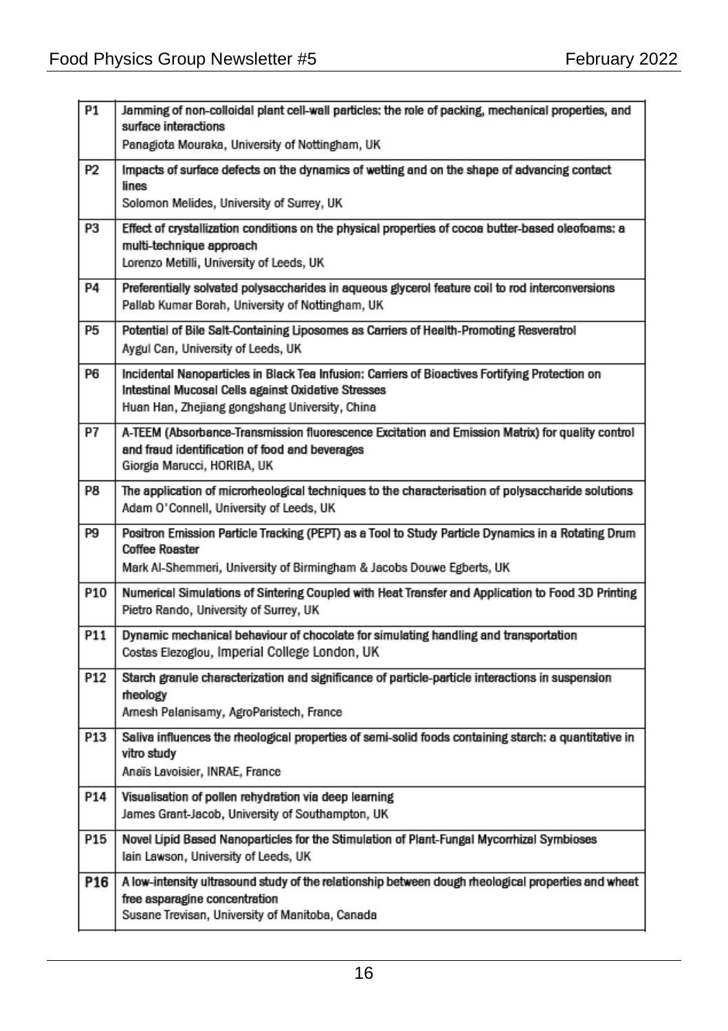| | |
|---|---|
| P1 | Jamming of non-colloidal plant cell-wall particles: the role of packing, mechanical properties, and surface interactions<br>Panagiota Mouraka, University of Nottingham, UK |
| P2 | Impacts of surface defects on the dynamics of wetting and on the shape of advancing contact lines<br>Solomon Melides, University of Surrey, UK |
| P3 | Effect of crystallization conditions on the physical properties of cocoa butter-based oleofoams: a multi-technique approach<br>Lorenzo Metilli, University of Leeds, UK |
| P4 | Preferentially solvated polysaccharides in aqueous glycerol feature coil to rod interconversions<br>Pallab Kumar Borah, University of Nottingham, UK |
| P5 | Potential of Bile Salt-Containing Liposomes as Carriers of Health-Promoting Resveratrol<br>Aygul Can, University of Leeds, UK |
| P6 | Incidental Nanoparticles in Black Tea Infusion: Carriers of Bioactives Fortifying Protection on Intestinal Mucosal Cells against Oxidative Stresses<br>Huan Han, Zhejiang gongshang University, China |
| P7 | A-TEEM (Absorbance-Transmission fluorescence Excitation and Emission Matrix) for quality control and fraud identification of food and beverages<br>Giorgia Marucci, HORIBA, UK |
| P8 | The application of microrheological techniques to the characterisation of polysaccharide solutions<br>Adam O'Connell, University of Leeds, UK |
| P9 | Positron Emission Particle Tracking (PEPT) as a Tool to Study Particle Dynamics in a Rotating Drum Coffee Roaster<br>Mark Al-Shemmeri, University of Birmingham & Jacobs Douwe Egberts, UK |
| P10 | Numerical Simulations of Sintering Coupled with Heat Transfer and Application to Food 3D Printing<br>Pietro Rando, University of Surrey, UK |
| P11 | Dynamic mechanical behaviour of chocolate for simulating handling and transportation<br>Costas Elezoglou, Imperial College London, UK |
| P12 | Starch granule characterization and significance of particle-particle interactions in suspension rheology<br>Arnesh Palanisamy, AgroParistech, France |
| P13 | Saliva influences the rheological properties of semi-solid foods containing starch: a quantitative in vitro study<br>Anaïs Lavoisier, INRAE, France |
| P14 | Visualisation of pollen rehydration via deep learning<br>James Grant-Jacob, University of Southampton, UK |
| P15 | Novel Lipid Based Nanoparticles for the Stimulation of Plant-Fungal Mycorrhizal Symbioses<br>Iain Lawson, University of Leeds, UK |
| P16 | A low-intensity ultrasound study of the relationship between dough rheological properties and wheat free asparagine concentration<br>Susane Trevisan, University of Manitoba, Canada |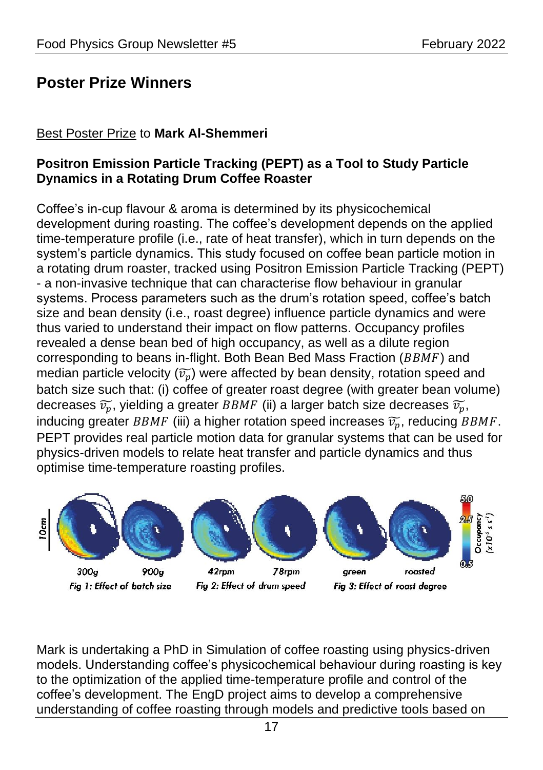## Poster Prize Winners

Best Poster Prize to **Mark Al-Shemmeri**

**Positron Emission Particle Tracking (PEPT) as a Tool to Study Particle Dynamics in a Rotating Drum Coffee Roaster**

Coffee's in-cup flavour & aroma is determined by its physicochemical development during roasting. The coffee's development depends on the applied time-temperature profile (i.e., rate of heat transfer), which in turn depends on the system's particle dynamics. This study focused on coffee bean particle motion in a rotating drum roaster, tracked using Positron Emission Particle Tracking (PEPT) - a non-invasive technique that can characterise flow behaviour in granular systems. Process parameters such as the drum's rotation speed, coffee's batch size and bean density (i.e., roast degree) influence particle dynamics and were thus varied to understand their impact on flow patterns. Occupancy profiles revealed a dense bean bed of high occupancy, as well as a dilute region corresponding to beans in-flight. Both Bean Bed Mass Fraction ($BBMF$) and median particle velocity ($\widetilde{v_p}$) were affected by bean density, rotation speed and batch size such that: (i) coffee of greater roast degree (with greater bean volume) decreases $\widetilde{v_p}$, yielding a greater $BBMF$ (ii) a larger batch size decreases $\widetilde{v_p}$, inducing greater $BBMF$ (iii) a higher rotation speed increases $\widetilde{v_p}$, reducing $BBMF$. PEPT provides real particle motion data for granular systems that can be used for physics-driven models to relate heat transfer and particle dynamics and thus optimise time-temperature roasting profiles.

*Fig 1: Effect of batch size* (300g, 900g) *Fig 2: Effect of drum speed* (42rpm, 78rpm) *Fig 3: Effect of roast degree* (green, roasted)

Mark is undertaking a PhD in Simulation of coffee roasting using physics-driven models. Understanding coffee's physicochemical behaviour during roasting is key to the optimization of the applied time-temperature profile and control of the coffee's development. The EngD project aims to develop a comprehensive understanding of coffee roasting through models and predictive tools based on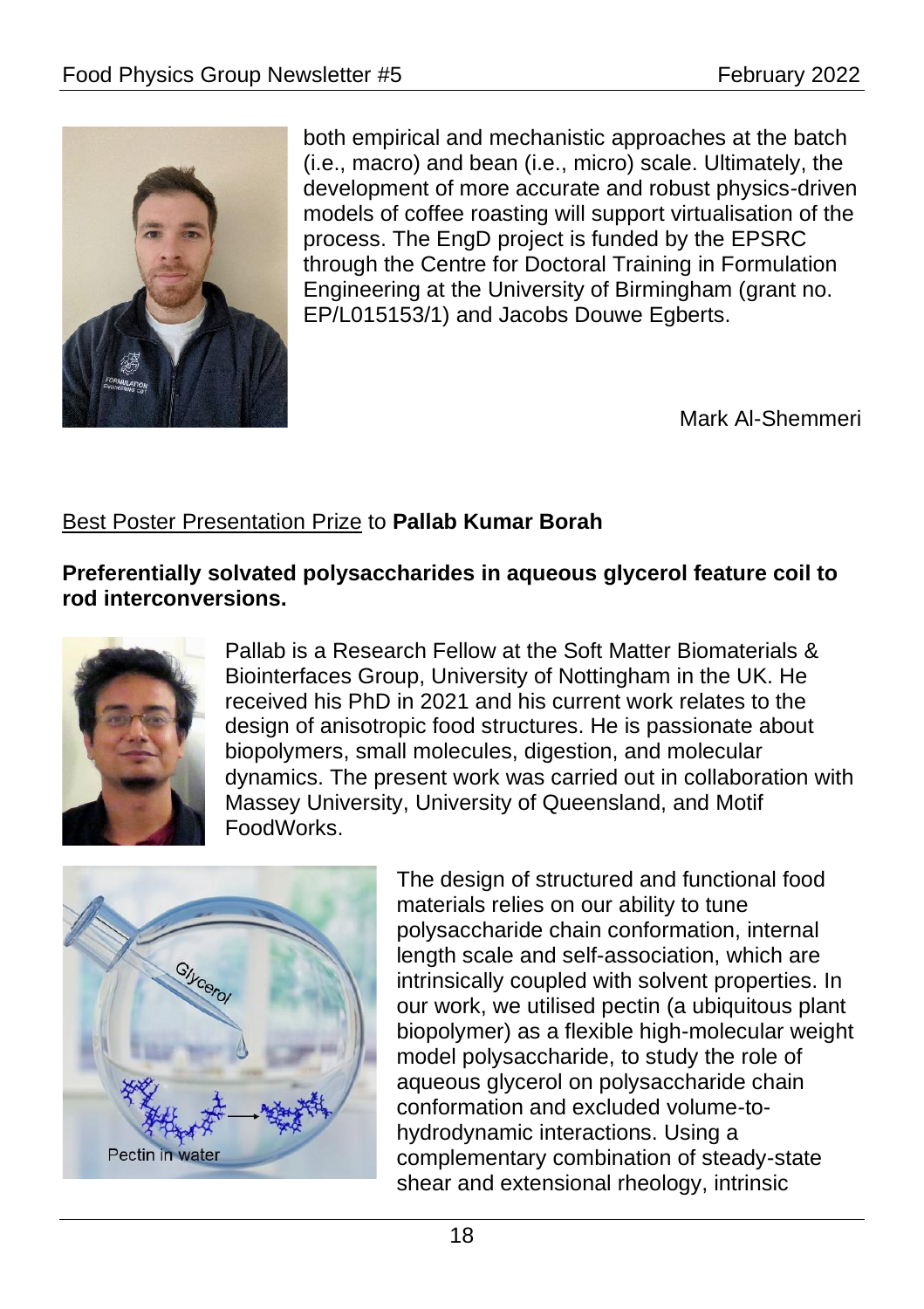both empirical and mechanistic approaches at the batch (i.e., macro) and bean (i.e., micro) scale. Ultimately, the development of more accurate and robust physics-driven models of coffee roasting will support virtualisation of the process. The EngD project is funded by the EPSRC through the Centre for Doctoral Training in Formulation Engineering at the University of Birmingham (grant no. EP/L015153/1) and Jacobs Douwe Egberts.

Mark Al-Shemmeri

Best Poster Presentation Prize to **Pallab Kumar Borah**

**Preferentially solvated polysaccharides in aqueous glycerol feature coil to rod interconversions.**

Pallab is a Research Fellow at the Soft Matter Biomaterials & Biointerfaces Group, University of Nottingham in the UK. He received his PhD in 2021 and his current work relates to the design of anisotropic food structures. He is passionate about biopolymers, small molecules, digestion, and molecular dynamics. The present work was carried out in collaboration with Massey University, University of Queensland, and Motif FoodWorks.

The design of structured and functional food materials relies on our ability to tune polysaccharide chain conformation, internal length scale and self-association, which are intrinsically coupled with solvent properties. In our work, we utilised pectin (a ubiquitous plant biopolymer) as a flexible high-molecular weight model polysaccharide, to study the role of aqueous glycerol on polysaccharide chain conformation and excluded volume-to-hydrodynamic interactions. Using a complementary combination of steady-state shear and extensional rheology, intrinsic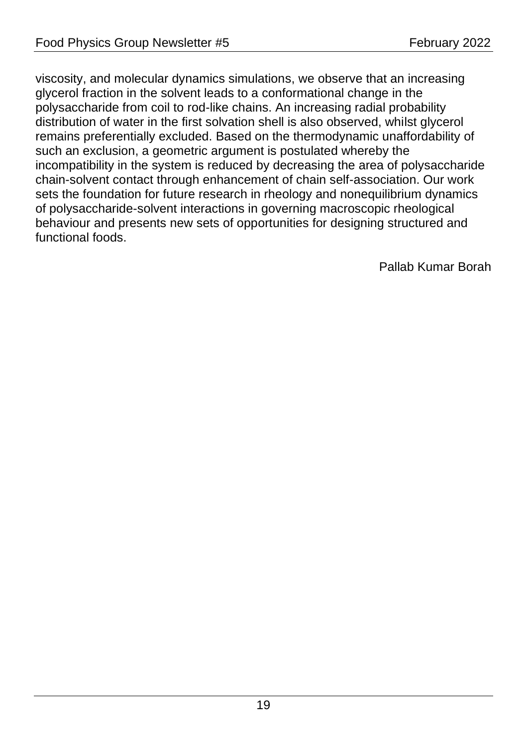viscosity, and molecular dynamics simulations, we observe that an increasing glycerol fraction in the solvent leads to a conformational change in the polysaccharide from coil to rod-like chains. An increasing radial probability distribution of water in the first solvation shell is also observed, whilst glycerol remains preferentially excluded. Based on the thermodynamic unaffordability of such an exclusion, a geometric argument is postulated whereby the incompatibility in the system is reduced by decreasing the area of polysaccharide chain-solvent contact through enhancement of chain self-association. Our work sets the foundation for future research in rheology and nonequilibrium dynamics of polysaccharide-solvent interactions in governing macroscopic rheological behaviour and presents new sets of opportunities for designing structured and functional foods.

Pallab Kumar Borah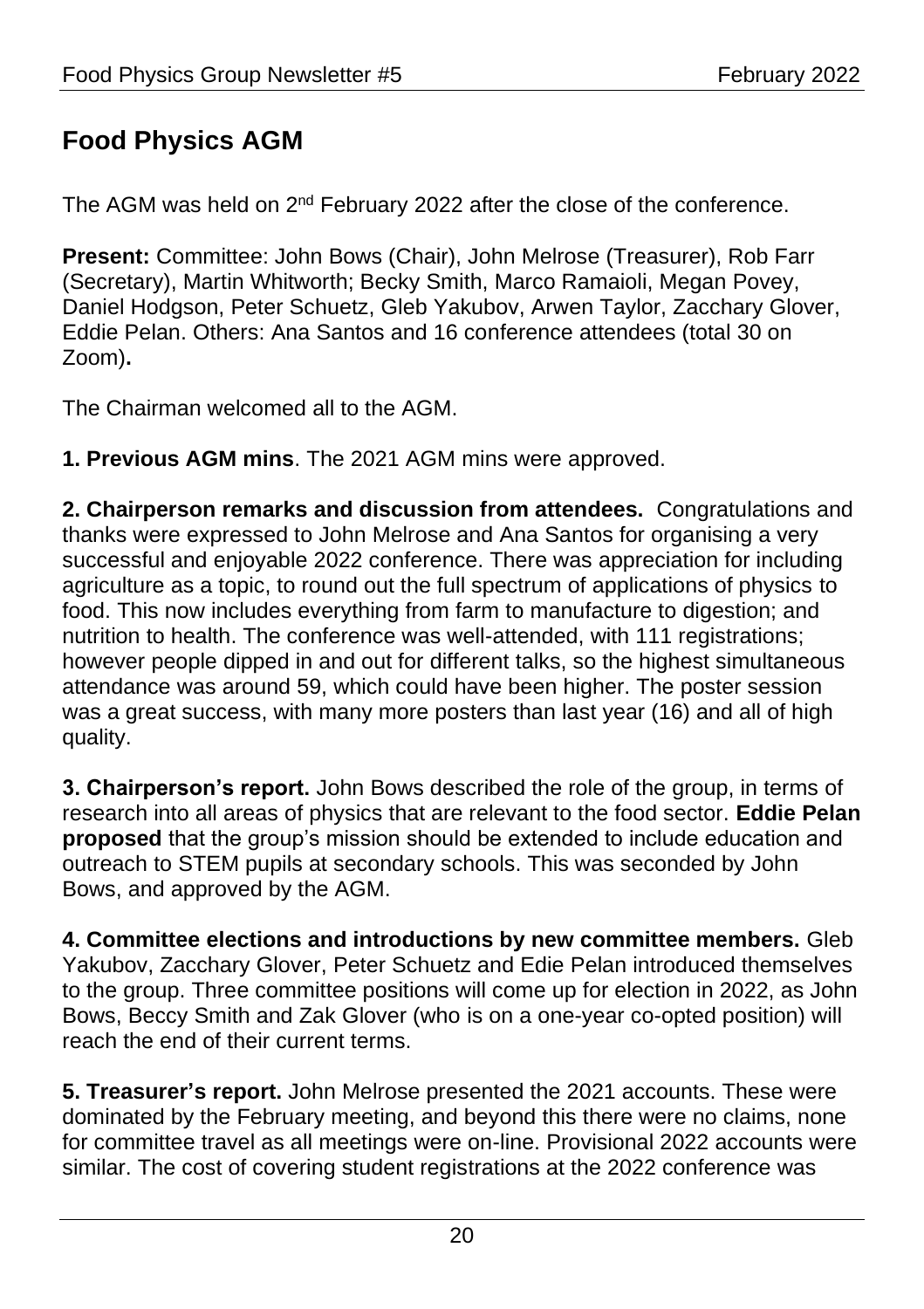## Food Physics AGM

The AGM was held on 2nd February 2022 after the close of the conference.

**Present:** Committee: John Bows (Chair), John Melrose (Treasurer), Rob Farr (Secretary), Martin Whitworth; Becky Smith, Marco Ramaioli, Megan Povey, Daniel Hodgson, Peter Schuetz, Gleb Yakubov, Arwen Taylor, Zacchary Glover, Eddie Pelan. Others: Ana Santos and 16 conference attendees (total 30 on Zoom)**.**

The Chairman welcomed all to the AGM.

**1. Previous AGM mins**. The 2021 AGM mins were approved.

**2. Chairperson remarks and discussion from attendees.** Congratulations and thanks were expressed to John Melrose and Ana Santos for organising a very successful and enjoyable 2022 conference. There was appreciation for including agriculture as a topic, to round out the full spectrum of applications of physics to food. This now includes everything from farm to manufacture to digestion; and nutrition to health. The conference was well-attended, with 111 registrations; however people dipped in and out for different talks, so the highest simultaneous attendance was around 59, which could have been higher. The poster session was a great success, with many more posters than last year (16) and all of high quality.

**3. Chairperson's report.** John Bows described the role of the group, in terms of research into all areas of physics that are relevant to the food sector. **Eddie Pelan proposed** that the group's mission should be extended to include education and outreach to STEM pupils at secondary schools. This was seconded by John Bows, and approved by the AGM.

**4. Committee elections and introductions by new committee members.** Gleb Yakubov, Zacchary Glover, Peter Schuetz and Edie Pelan introduced themselves to the group. Three committee positions will come up for election in 2022, as John Bows, Beccy Smith and Zak Glover (who is on a one-year co-opted position) will reach the end of their current terms.

**5. Treasurer's report.** John Melrose presented the 2021 accounts. These were dominated by the February meeting, and beyond this there were no claims, none for committee travel as all meetings were on-line. Provisional 2022 accounts were similar. The cost of covering student registrations at the 2022 conference was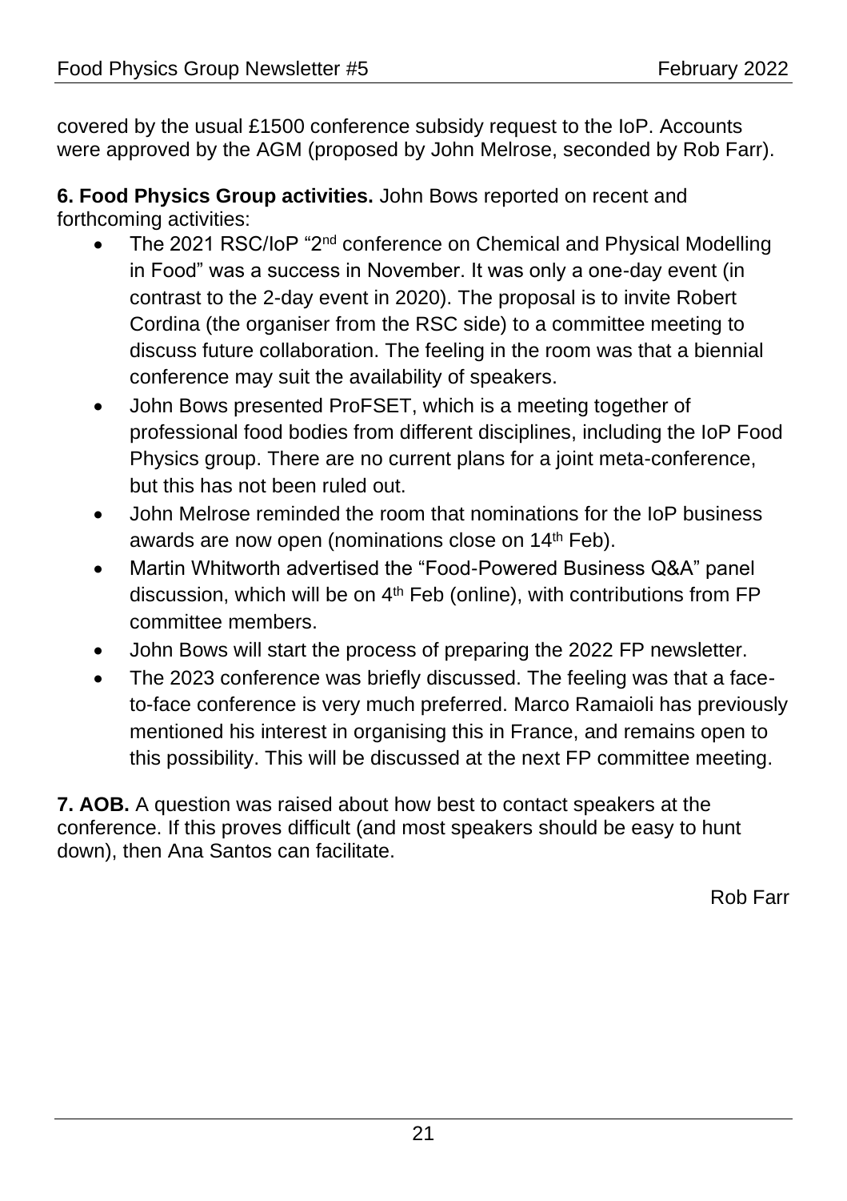covered by the usual £1500 conference subsidy request to the IoP. Accounts were approved by the AGM (proposed by John Melrose, seconded by Rob Farr).

**6. Food Physics Group activities.** John Bows reported on recent and forthcoming activities:

- The 2021 RSC/IoP "2nd conference on Chemical and Physical Modelling in Food" was a success in November. It was only a one-day event (in contrast to the 2-day event in 2020). The proposal is to invite Robert Cordina (the organiser from the RSC side) to a committee meeting to discuss future collaboration. The feeling in the room was that a biennial conference may suit the availability of speakers.
- John Bows presented ProFSET, which is a meeting together of professional food bodies from different disciplines, including the IoP Food Physics group. There are no current plans for a joint meta-conference, but this has not been ruled out.
- John Melrose reminded the room that nominations for the IoP business awards are now open (nominations close on 14th Feb).
- Martin Whitworth advertised the "Food-Powered Business Q&A" panel discussion, which will be on 4th Feb (online), with contributions from FP committee members.
- John Bows will start the process of preparing the 2022 FP newsletter.
- The 2023 conference was briefly discussed. The feeling was that a face-to-face conference is very much preferred. Marco Ramaioli has previously mentioned his interest in organising this in France, and remains open to this possibility. This will be discussed at the next FP committee meeting.

**7. AOB.** A question was raised about how best to contact speakers at the conference. If this proves difficult (and most speakers should be easy to hunt down), then Ana Santos can facilitate.

Rob Farr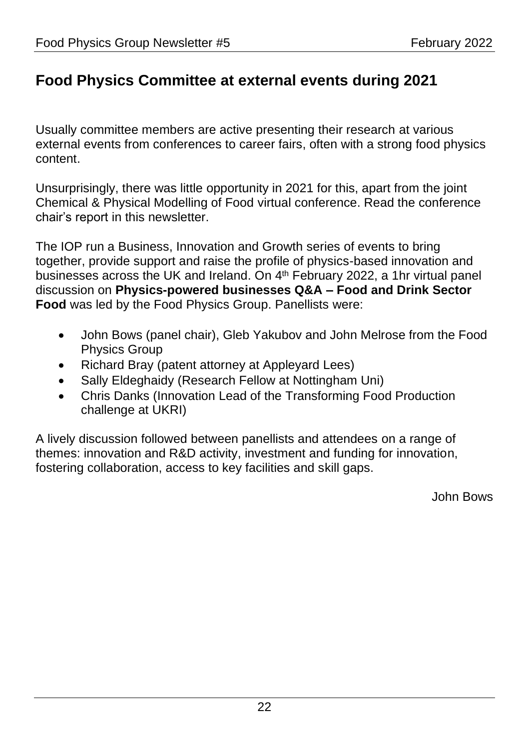# Food Physics Committee at external events during 2021

Usually committee members are active presenting their research at various external events from conferences to career fairs, often with a strong food physics content.

Unsurprisingly, there was little opportunity in 2021 for this, apart from the joint Chemical & Physical Modelling of Food virtual conference. Read the conference chair's report in this newsletter.

The IOP run a Business, Innovation and Growth series of events to bring together, provide support and raise the profile of physics-based innovation and businesses across the UK and Ireland. On 4th February 2022, a 1hr virtual panel discussion on **Physics-powered businesses Q&A – Food and Drink Sector Food** was led by the Food Physics Group. Panellists were:

- John Bows (panel chair), Gleb Yakubov and John Melrose from the Food Physics Group
- Richard Bray (patent attorney at Appleyard Lees)
- Sally Eldeghaidy (Research Fellow at Nottingham Uni)
- Chris Danks (Innovation Lead of the Transforming Food Production challenge at UKRI)

A lively discussion followed between panellists and attendees on a range of themes: innovation and R&D activity, investment and funding for innovation, fostering collaboration, access to key facilities and skill gaps.

John Bows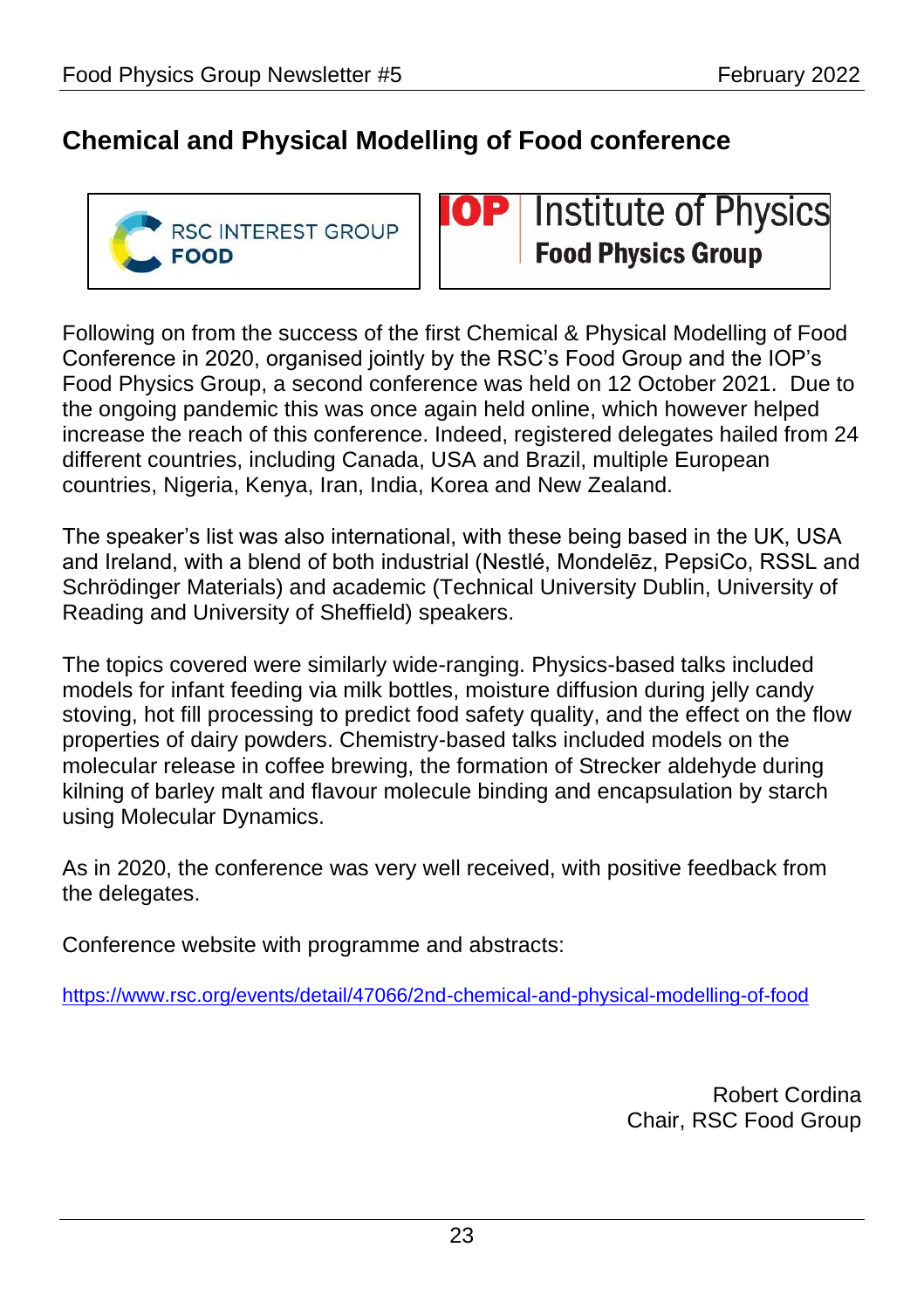## Chemical and Physical Modelling of Food conference

RSC INTEREST GROUP **FOOD**

IOP Institute of Physics **Food Physics Group**

Following on from the success of the first Chemical & Physical Modelling of Food Conference in 2020, organised jointly by the RSC's Food Group and the IOP's Food Physics Group, a second conference was held on 12 October 2021. Due to the ongoing pandemic this was once again held online, which however helped increase the reach of this conference. Indeed, registered delegates hailed from 24 different countries, including Canada, USA and Brazil, multiple European countries, Nigeria, Kenya, Iran, India, Korea and New Zealand.

The speaker's list was also international, with these being based in the UK, USA and Ireland, with a blend of both industrial (Nestlé, Mondelēz, PepsiCo, RSSL and Schrödinger Materials) and academic (Technical University Dublin, University of Reading and University of Sheffield) speakers.

The topics covered were similarly wide-ranging. Physics-based talks included models for infant feeding via milk bottles, moisture diffusion during jelly candy stoving, hot fill processing to predict food safety quality, and the effect on the flow properties of dairy powders. Chemistry-based talks included models on the molecular release in coffee brewing, the formation of Strecker aldehyde during kilning of barley malt and flavour molecule binding and encapsulation by starch using Molecular Dynamics.

As in 2020, the conference was very well received, with positive feedback from the delegates.

Conference website with programme and abstracts:

https://www.rsc.org/events/detail/47066/2nd-chemical-and-physical-modelling-of-food

Robert Cordina
Chair, RSC Food Group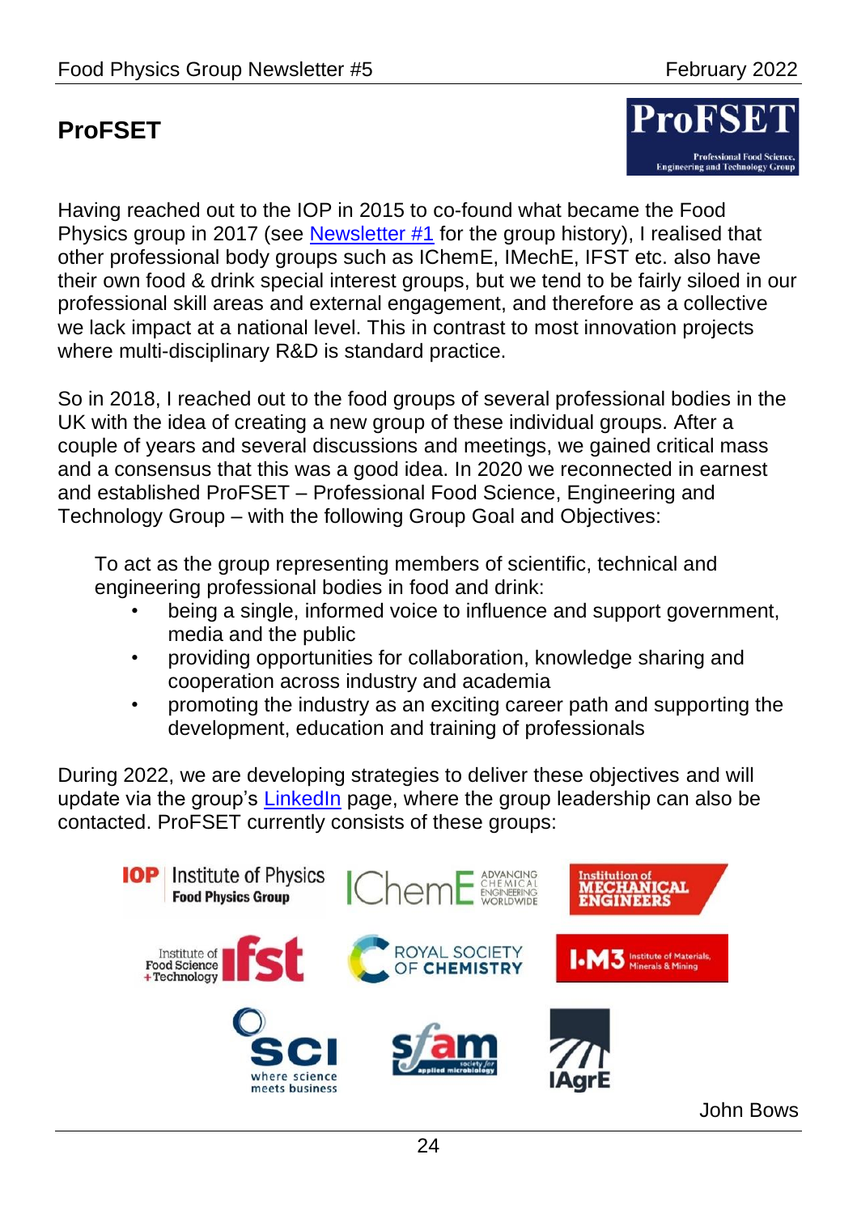## ProFSET

Having reached out to the IOP in 2015 to co-found what became the Food Physics group in 2017 (see Newsletter #1 for the group history), I realised that other professional body groups such as IChemE, IMechE, IFST etc. also have their own food & drink special interest groups, but we tend to be fairly siloed in our professional skill areas and external engagement, and therefore as a collective we lack impact at a national level. This in contrast to most innovation projects where multi-disciplinary R&D is standard practice.

So in 2018, I reached out to the food groups of several professional bodies in the UK with the idea of creating a new group of these individual groups. After a couple of years and several discussions and meetings, we gained critical mass and a consensus that this was a good idea. In 2020 we reconnected in earnest and established ProFSET – Professional Food Science, Engineering and Technology Group – with the following Group Goal and Objectives:

> To act as the group representing members of scientific, technical and engineering professional bodies in food and drink:
>
> - being a single, informed voice to influence and support government, media and the public
> - providing opportunities for collaboration, knowledge sharing and cooperation across industry and academia
> - promoting the industry as an exciting career path and supporting the development, education and training of professionals

During 2022, we are developing strategies to deliver these objectives and will update via the group's LinkedIn page, where the group leadership can also be contacted. ProFSET currently consists of these groups:

John Bows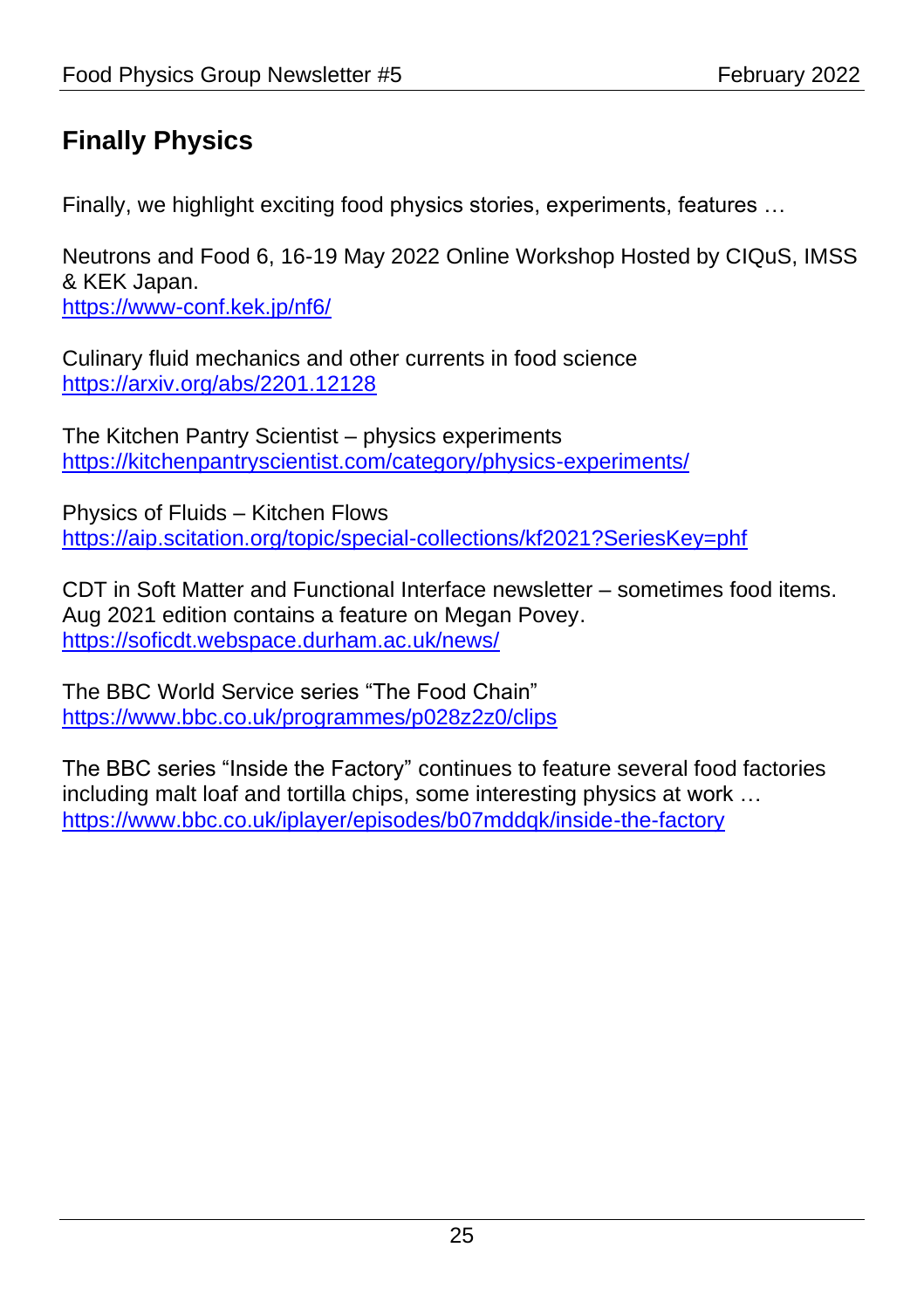## Finally Physics

Finally, we highlight exciting food physics stories, experiments, features …

Neutrons and Food 6, 16-19 May 2022 Online Workshop Hosted by CIQuS, IMSS & KEK Japan.
https://www-conf.kek.jp/nf6/

Culinary fluid mechanics and other currents in food science
https://arxiv.org/abs/2201.12128

The Kitchen Pantry Scientist – physics experiments
https://kitchenpantryscientist.com/category/physics-experiments/

Physics of Fluids – Kitchen Flows
https://aip.scitation.org/topic/special-collections/kf2021?SeriesKey=phf

CDT in Soft Matter and Functional Interface newsletter – sometimes food items. Aug 2021 edition contains a feature on Megan Povey.
https://soficdt.webspace.durham.ac.uk/news/

The BBC World Service series "The Food Chain"
https://www.bbc.co.uk/programmes/p028z2z0/clips

The BBC series "Inside the Factory" continues to feature several food factories including malt loaf and tortilla chips, some interesting physics at work …
https://www.bbc.co.uk/iplayer/episodes/b07mddqk/inside-the-factory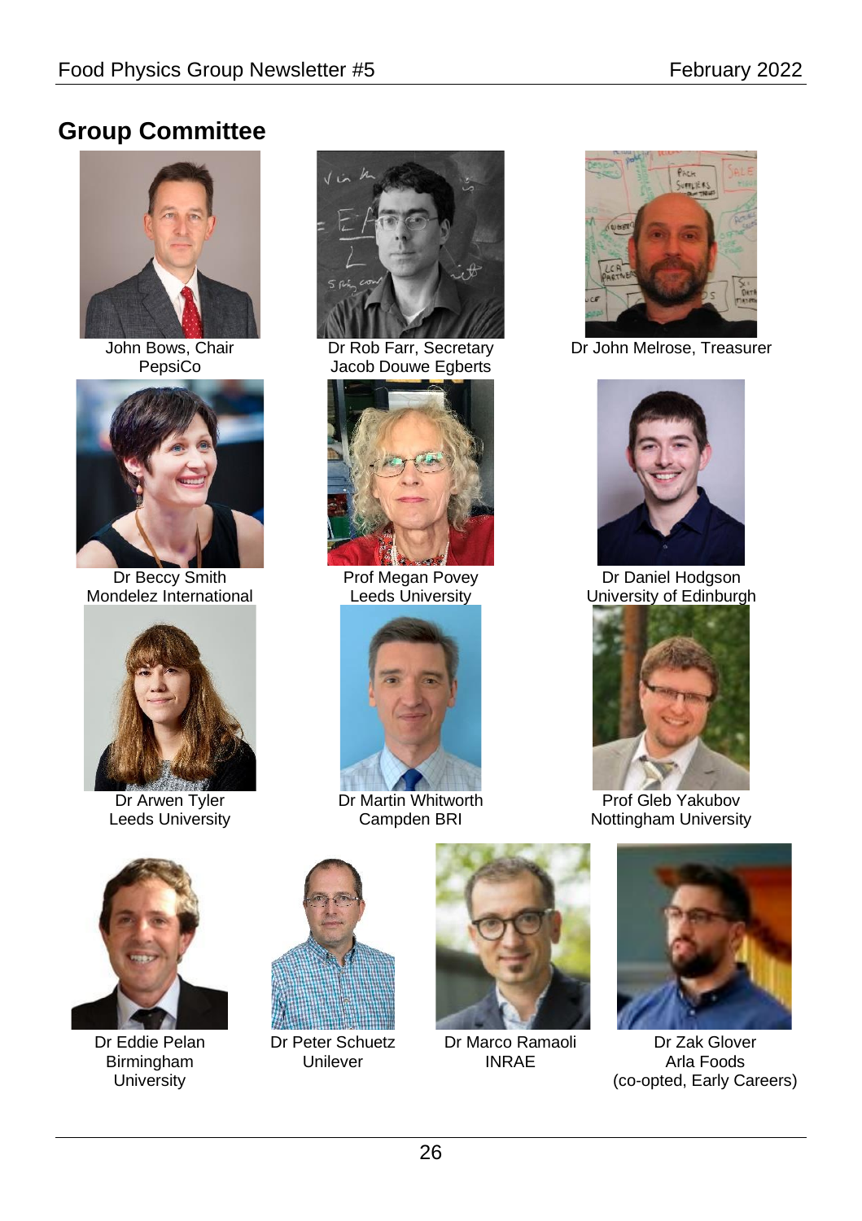## Group Committee

John Bows, Chair
PepsiCo

Dr Rob Farr, Secretary
Jacob Douwe Egberts

Dr John Melrose, Treasurer

Dr Beccy Smith
Mondelez International

Prof Megan Povey
Leeds University

Dr Daniel Hodgson
University of Edinburgh

Dr Arwen Tyler
Leeds University

Dr Martin Whitworth
Campden BRI

Prof Gleb Yakubov
Nottingham University

Dr Eddie Pelan
Birmingham University

Dr Peter Schuetz
Unilever

Dr Marco Ramaoli
INRAE

Dr Zak Glover
Arla Foods
(co-opted, Early Careers)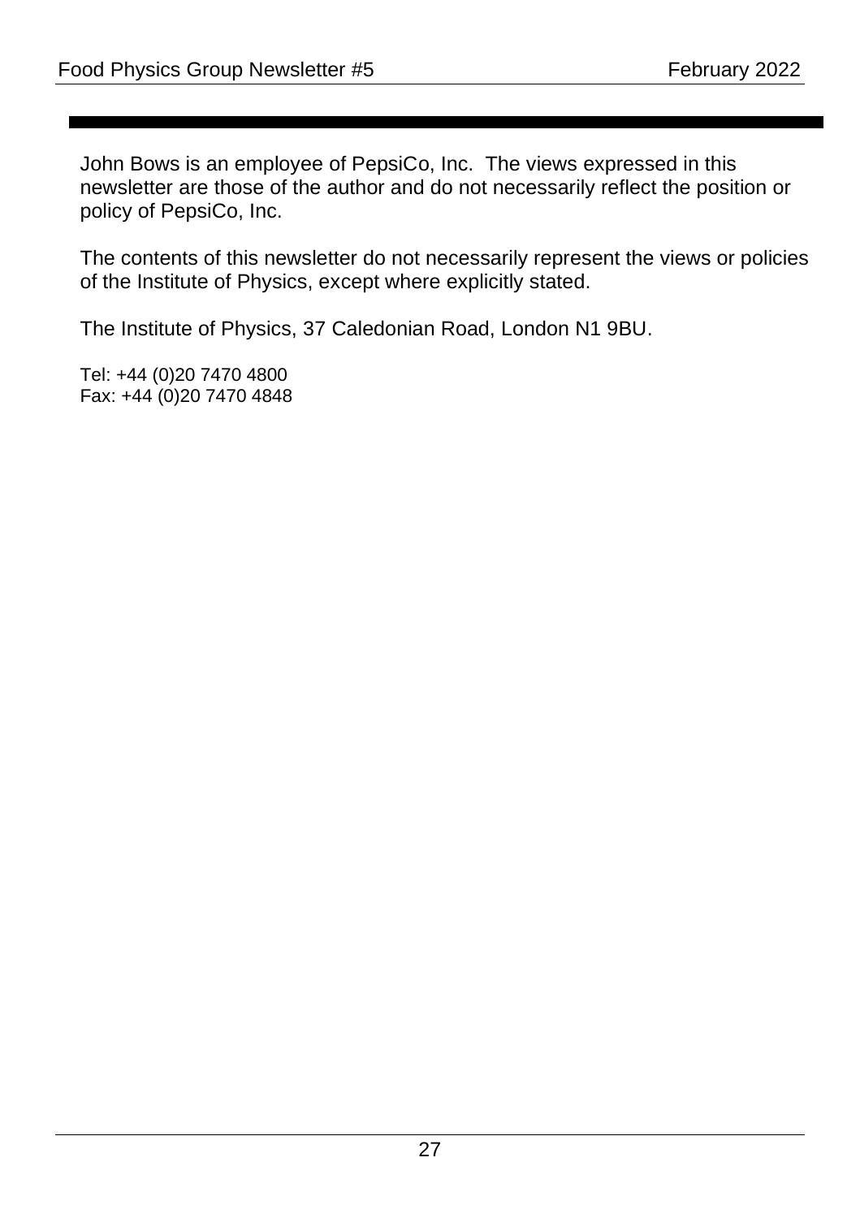John Bows is an employee of PepsiCo, Inc. The views expressed in this newsletter are those of the author and do not necessarily reflect the position or policy of PepsiCo, Inc.

The contents of this newsletter do not necessarily represent the views or policies of the Institute of Physics, except where explicitly stated.

The Institute of Physics, 37 Caledonian Road, London N1 9BU.

Tel: +44 (0)20 7470 4800
Fax: +44 (0)20 7470 4848